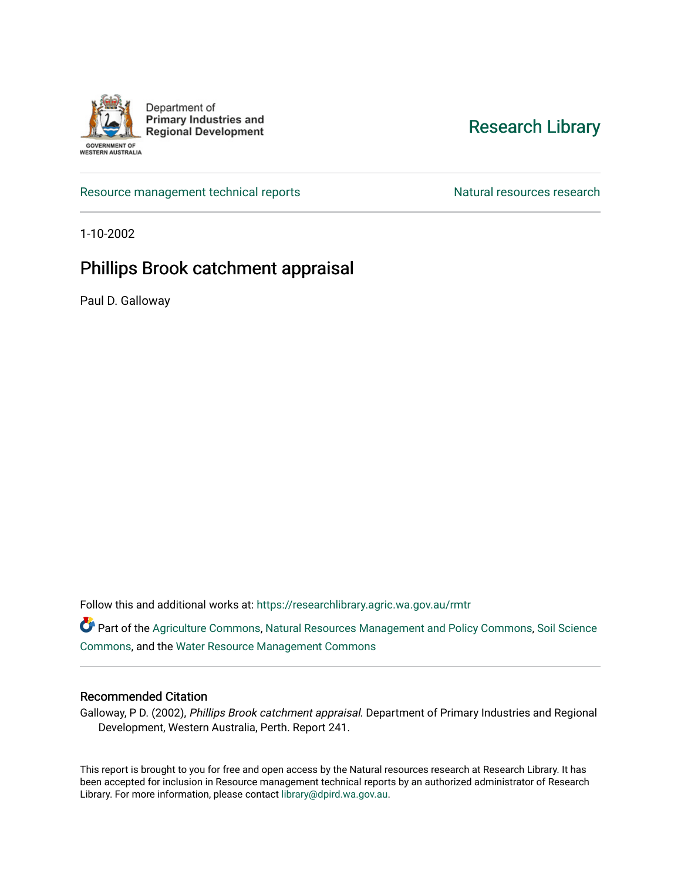Department of
**Primary Industries and Regional Development**

GOVERNMENT OF WESTERN AUSTRALIA

Research Library

Resource management technical reports

Natural resources research

1-10-2002

# Phillips Brook catchment appraisal

Paul D. Galloway

Follow this and additional works at: https://researchlibrary.agric.wa.gov.au/rmtr

Part of the Agriculture Commons, Natural Resources Management and Policy Commons, Soil Science Commons, and the Water Resource Management Commons

## Recommended Citation

Galloway, P D. (2002), *Phillips Brook catchment appraisal*. Department of Primary Industries and Regional Development, Western Australia, Perth. Report 241.

This report is brought to you for free and open access by the Natural resources research at Research Library. It has been accepted for inclusion in Resource management technical reports by an authorized administrator of Research Library. For more information, please contact library@dpird.wa.gov.au.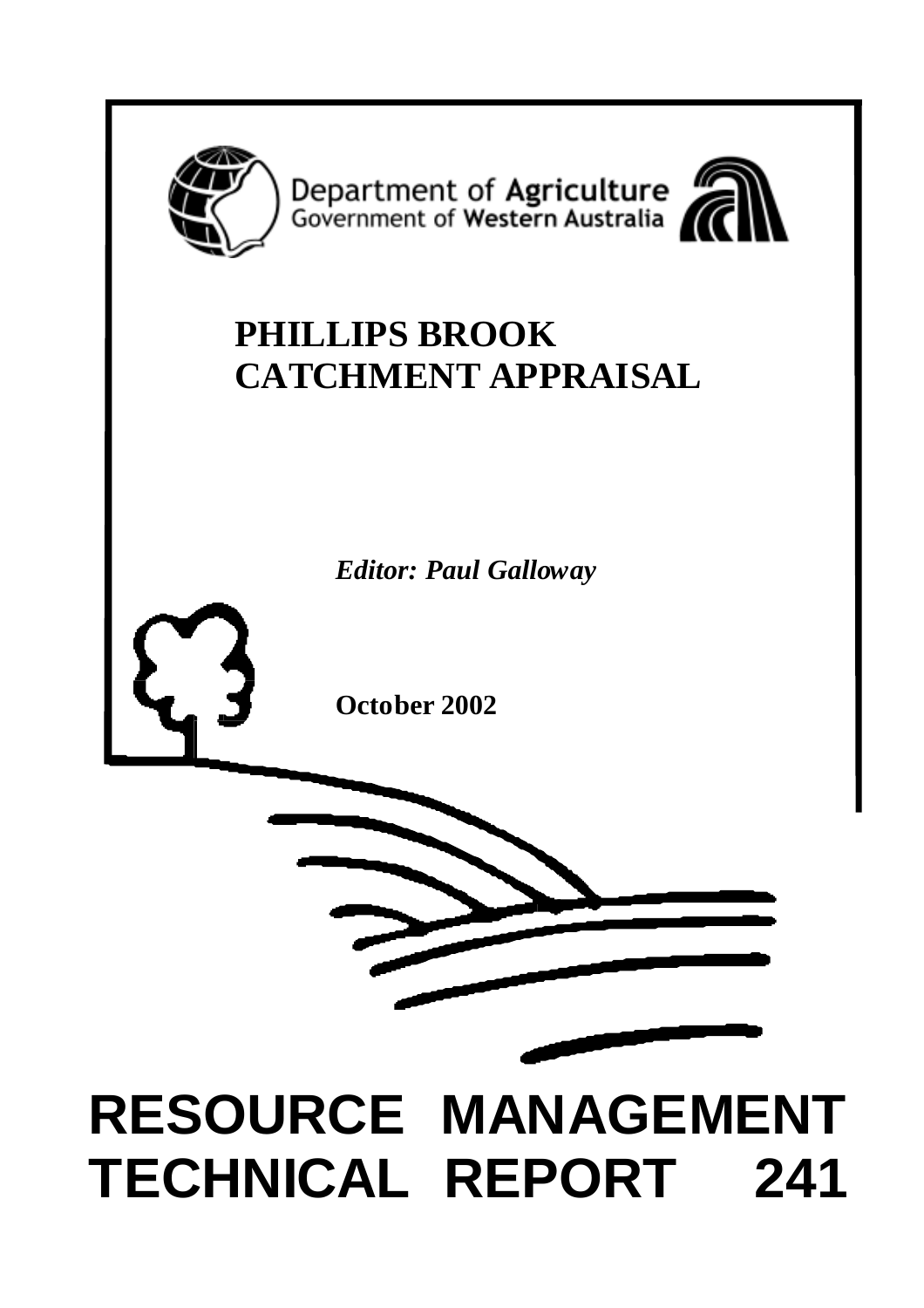Department of Agriculture
Government of Western Australia

# PHILLIPS BROOK CATCHMENT APPRAISAL

*Editor: Paul Galloway*

**October 2002**

# RESOURCE MANAGEMENT TECHNICAL REPORT 241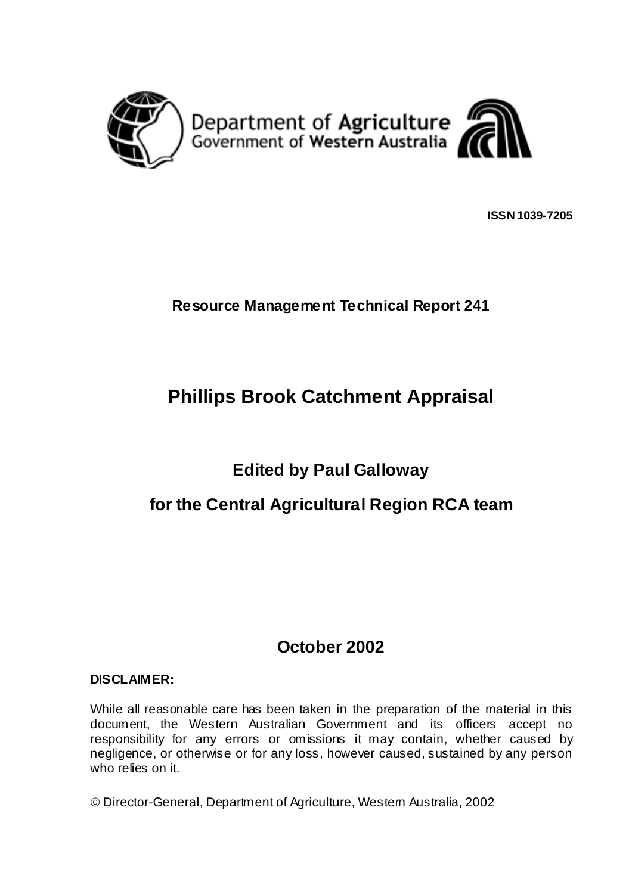Department of Agriculture
Government of Western Australia

**ISSN 1039-7205**

**Resource Management Technical Report 241**

# Phillips Brook Catchment Appraisal

## Edited by Paul Galloway

## for the Central Agricultural Region RCA team

## October 2002

**DISCLAIMER:**

While all reasonable care has been taken in the preparation of the material in this document, the Western Australian Government and its officers accept no responsibility for any errors or omissions it may contain, whether caused by negligence, or otherwise or for any loss, however caused, sustained by any person who relies on it.

© Director-General, Department of Agriculture, Western Australia, 2002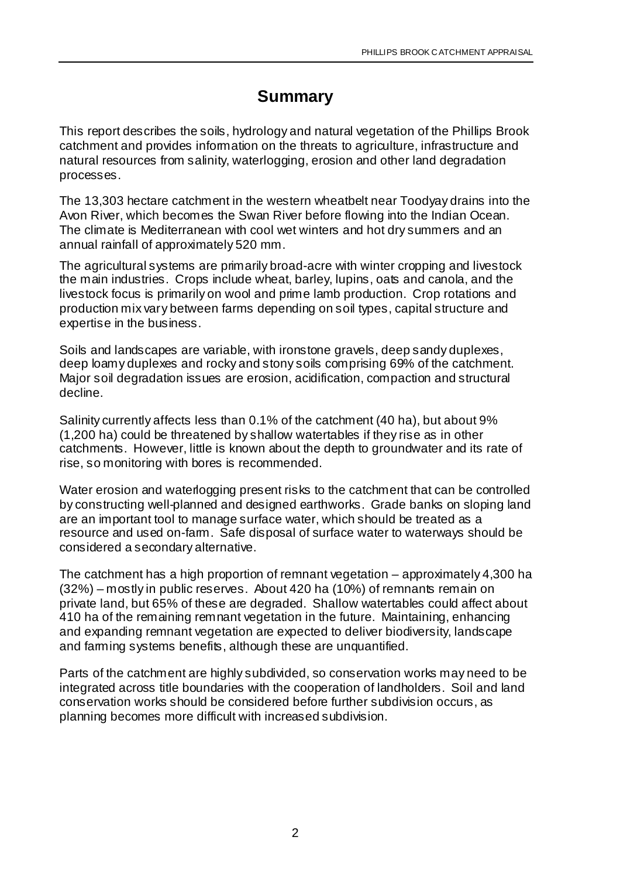# Summary

This report describes the soils, hydrology and natural vegetation of the Phillips Brook catchment and provides information on the threats to agriculture, infrastructure and natural resources from salinity, waterlogging, erosion and other land degradation processes.

The 13,303 hectare catchment in the western wheatbelt near Toodyay drains into the Avon River, which becomes the Swan River before flowing into the Indian Ocean. The climate is Mediterranean with cool wet winters and hot dry summers and an annual rainfall of approximately 520 mm.

The agricultural systems are primarily broad-acre with winter cropping and livestock the main industries. Crops include wheat, barley, lupins, oats and canola, and the livestock focus is primarily on wool and prime lamb production. Crop rotations and production mix vary between farms depending on soil types, capital structure and expertise in the business.

Soils and landscapes are variable, with ironstone gravels, deep sandy duplexes, deep loamy duplexes and rocky and stony soils comprising 69% of the catchment. Major soil degradation issues are erosion, acidification, compaction and structural decline.

Salinity currently affects less than 0.1% of the catchment (40 ha), but about 9% (1,200 ha) could be threatened by shallow watertables if they rise as in other catchments. However, little is known about the depth to groundwater and its rate of rise, so monitoring with bores is recommended.

Water erosion and waterlogging present risks to the catchment that can be controlled by constructing well-planned and designed earthworks. Grade banks on sloping land are an important tool to manage surface water, which should be treated as a resource and used on-farm. Safe disposal of surface water to waterways should be considered a secondary alternative.

The catchment has a high proportion of remnant vegetation – approximately 4,300 ha (32%) – mostly in public reserves. About 420 ha (10%) of remnants remain on private land, but 65% of these are degraded. Shallow watertables could affect about 410 ha of the remaining remnant vegetation in the future. Maintaining, enhancing and expanding remnant vegetation are expected to deliver biodiversity, landscape and farming systems benefits, although these are unquantified.

Parts of the catchment are highly subdivided, so conservation works may need to be integrated across title boundaries with the cooperation of landholders. Soil and land conservation works should be considered before further subdivision occurs, as planning becomes more difficult with increased subdivision.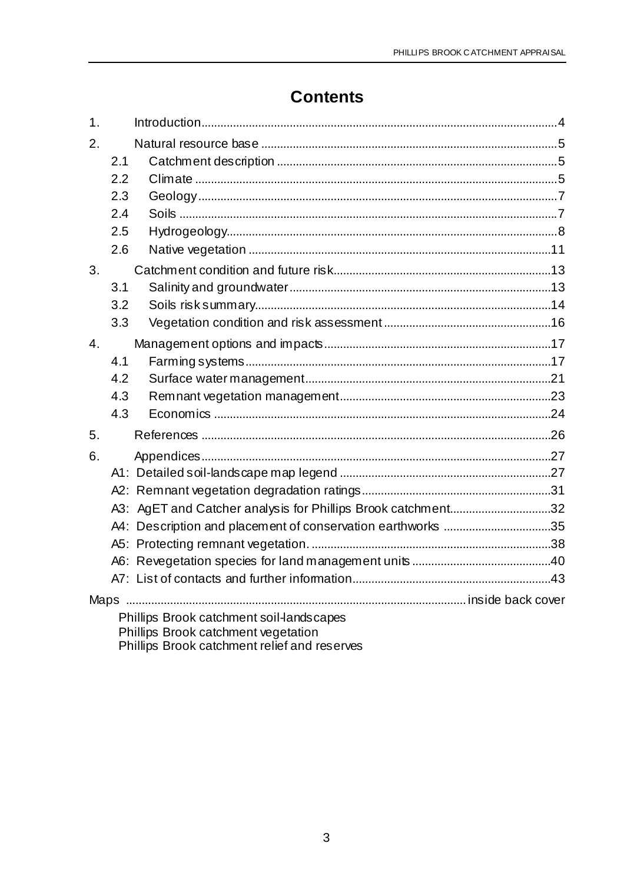# Contents

1. Introduction ..... 4
2. Natural resource base ..... 5
   - 2.1 Catchment description ..... 5
   - 2.2 Climate ..... 5
   - 2.3 Geology ..... 7
   - 2.4 Soils ..... 7
   - 2.5 Hydrogeology ..... 8
   - 2.6 Native vegetation ..... 11
3. Catchment condition and future risk ..... 13
   - 3.1 Salinity and groundwater ..... 13
   - 3.2 Soils risk summary ..... 14
   - 3.3 Vegetation condition and risk assessment ..... 16
4. Management options and impacts ..... 17
   - 4.1 Farming systems ..... 17
   - 4.2 Surface water management ..... 21
   - 4.3 Remnant vegetation management ..... 23
   - 4.3 Economics ..... 24
5. References ..... 26
6. Appendices ..... 27
   - A1: Detailed soil-landscape map legend ..... 27
   - A2: Remnant vegetation degradation ratings ..... 31
   - A3: AgET and Catcher analysis for Phillips Brook catchment ..... 32
   - A4: Description and placement of conservation earthworks ..... 35
   - A5: Protecting remnant vegetation. ..... 38
   - A6: Revegetation species for land management units ..... 40
   - A7: List of contacts and further information ..... 43

Maps ..... inside back cover

- Phillips Brook catchment soil-landscapes
- Phillips Brook catchment vegetation
- Phillips Brook catchment relief and reserves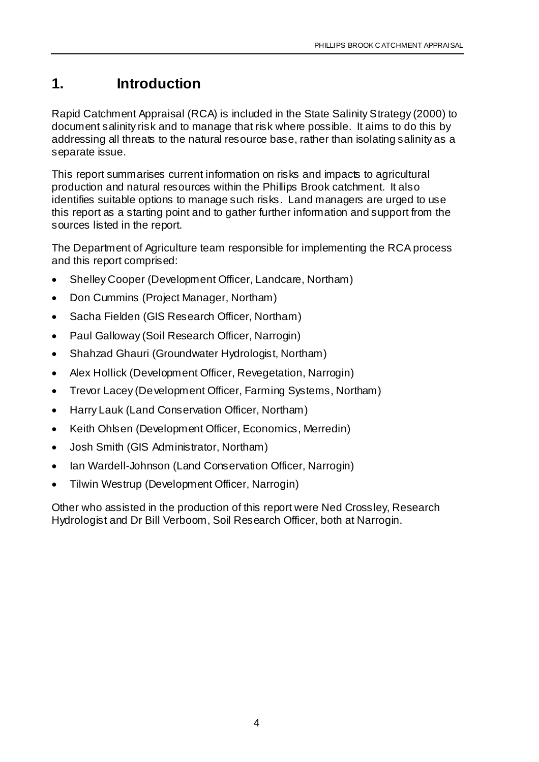# 1. Introduction

Rapid Catchment Appraisal (RCA) is included in the State Salinity Strategy (2000) to document salinity risk and to manage that risk where possible. It aims to do this by addressing all threats to the natural resource base, rather than isolating salinity as a separate issue.

This report summarises current information on risks and impacts to agricultural production and natural resources within the Phillips Brook catchment. It also identifies suitable options to manage such risks. Land managers are urged to use this report as a starting point and to gather further information and support from the sources listed in the report.

The Department of Agriculture team responsible for implementing the RCA process and this report comprised:

- Shelley Cooper (Development Officer, Landcare, Northam)
- Don Cummins (Project Manager, Northam)
- Sacha Fielden (GIS Research Officer, Northam)
- Paul Galloway (Soil Research Officer, Narrogin)
- Shahzad Ghauri (Groundwater Hydrologist, Northam)
- Alex Hollick (Development Officer, Revegetation, Narrogin)
- Trevor Lacey (Development Officer, Farming Systems, Northam)
- Harry Lauk (Land Conservation Officer, Northam)
- Keith Ohlsen (Development Officer, Economics, Merredin)
- Josh Smith (GIS Administrator, Northam)
- Ian Wardell-Johnson (Land Conservation Officer, Narrogin)
- Tilwin Westrup (Development Officer, Narrogin)

Other who assisted in the production of this report were Ned Crossley, Research Hydrologist and Dr Bill Verboom, Soil Research Officer, both at Narrogin.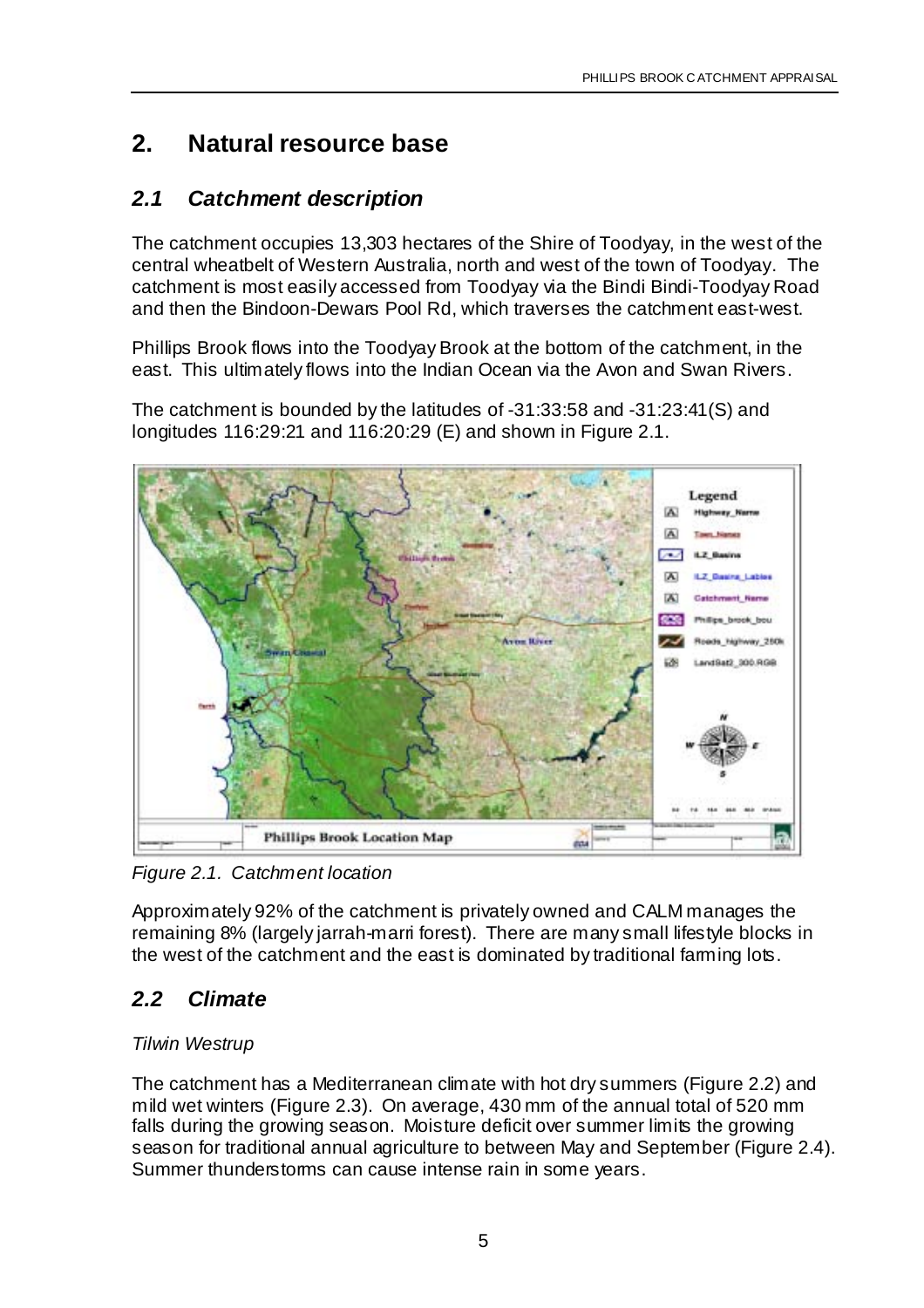# 2. Natural resource base

## 2.1 Catchment description

The catchment occupies 13,303 hectares of the Shire of Toodyay, in the west of the central wheatbelt of Western Australia, north and west of the town of Toodyay. The catchment is most easily accessed from Toodyay via the Bindi Bindi-Toodyay Road and then the Bindoon-Dewars Pool Rd, which traverses the catchment east-west.

Phillips Brook flows into the Toodyay Brook at the bottom of the catchment, in the east. This ultimately flows into the Indian Ocean via the Avon and Swan Rivers.

The catchment is bounded by the latitudes of -31:33:58 and -31:23:41(S) and longitudes 116:29:21 and 116:20:29 (E) and shown in Figure 2.1.

*Figure 2.1. Catchment location*

Approximately 92% of the catchment is privately owned and CALM manages the remaining 8% (largely jarrah-marri forest). There are many small lifestyle blocks in the west of the catchment and the east is dominated by traditional farming lots.

## 2.2 Climate

*Tilwin Westrup*

The catchment has a Mediterranean climate with hot dry summers (Figure 2.2) and mild wet winters (Figure 2.3). On average, 430 mm of the annual total of 520 mm falls during the growing season. Moisture deficit over summer limits the growing season for traditional annual agriculture to between May and September (Figure 2.4). Summer thunderstorms can cause intense rain in some years.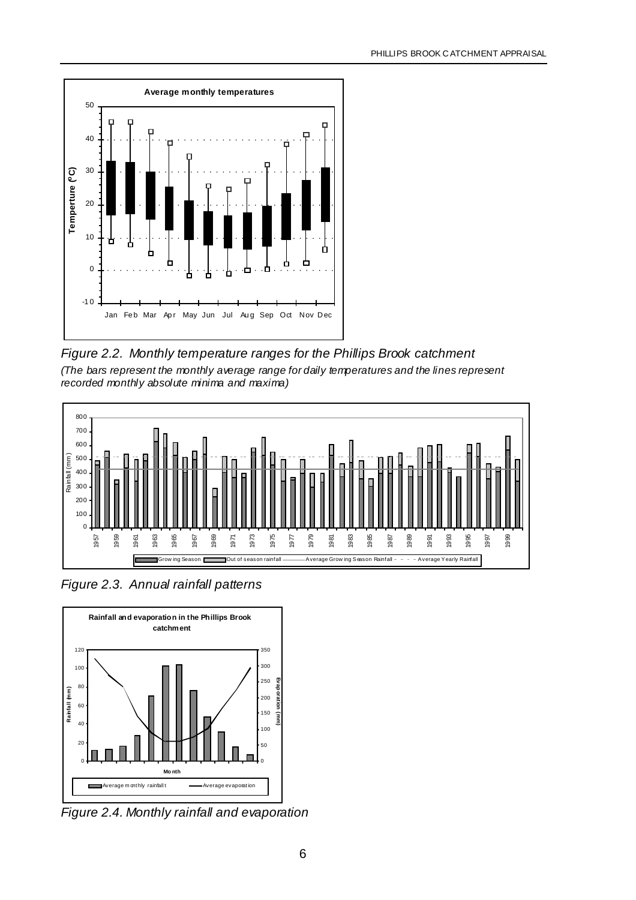Figure 2.2. Monthly temperature ranges for the Phillips Brook catchment

*(The bars represent the monthly average range for daily temperatures and the lines represent recorded monthly absolute minima and maxima)*

Figure 2.3. Annual rainfall patterns

Figure 2.4. Monthly rainfall and evaporation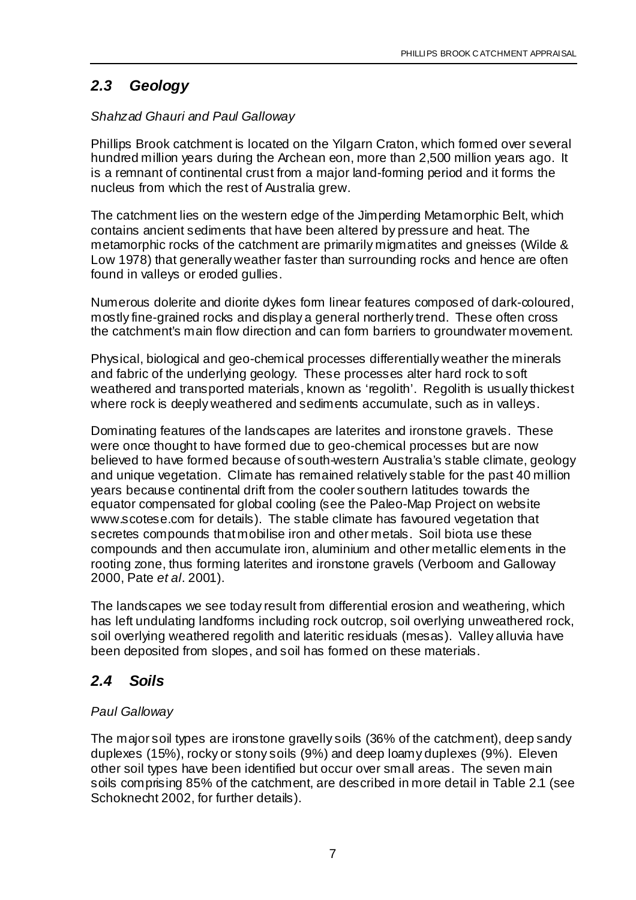## *2.3 Geology*

*Shahzad Ghauri and Paul Galloway*

Phillips Brook catchment is located on the Yilgarn Craton, which formed over several hundred million years during the Archean eon, more than 2,500 million years ago. It is a remnant of continental crust from a major land-forming period and it forms the nucleus from which the rest of Australia grew.

The catchment lies on the western edge of the Jimperding Metamorphic Belt, which contains ancient sediments that have been altered by pressure and heat. The metamorphic rocks of the catchment are primarily migmatites and gneisses (Wilde & Low 1978) that generally weather faster than surrounding rocks and hence are often found in valleys or eroded gullies.

Numerous dolerite and diorite dykes form linear features composed of dark-coloured, mostly fine-grained rocks and display a general northerly trend. These often cross the catchment's main flow direction and can form barriers to groundwater movement.

Physical, biological and geo-chemical processes differentially weather the minerals and fabric of the underlying geology. These processes alter hard rock to soft weathered and transported materials, known as 'regolith'. Regolith is usually thickest where rock is deeply weathered and sediments accumulate, such as in valleys.

Dominating features of the landscapes are laterites and ironstone gravels. These were once thought to have formed due to geo-chemical processes but are now believed to have formed because of south-western Australia's stable climate, geology and unique vegetation. Climate has remained relatively stable for the past 40 million years because continental drift from the cooler southern latitudes towards the equator compensated for global cooling (see the Paleo-Map Project on website www.scotese.com for details). The stable climate has favoured vegetation that secretes compounds that mobilise iron and other metals. Soil biota use these compounds and then accumulate iron, aluminium and other metallic elements in the rooting zone, thus forming laterites and ironstone gravels (Verboom and Galloway 2000, Pate *et al*. 2001).

The landscapes we see today result from differential erosion and weathering, which has left undulating landforms including rock outcrop, soil overlying unweathered rock, soil overlying weathered regolith and lateritic residuals (mesas). Valley alluvia have been deposited from slopes, and soil has formed on these materials.

## *2.4 Soils*

*Paul Galloway*

The major soil types are ironstone gravelly soils (36% of the catchment), deep sandy duplexes (15%), rocky or stony soils (9%) and deep loamy duplexes (9%). Eleven other soil types have been identified but occur over small areas. The seven main soils comprising 85% of the catchment, are described in more detail in Table 2.1 (see Schoknecht 2002, for further details).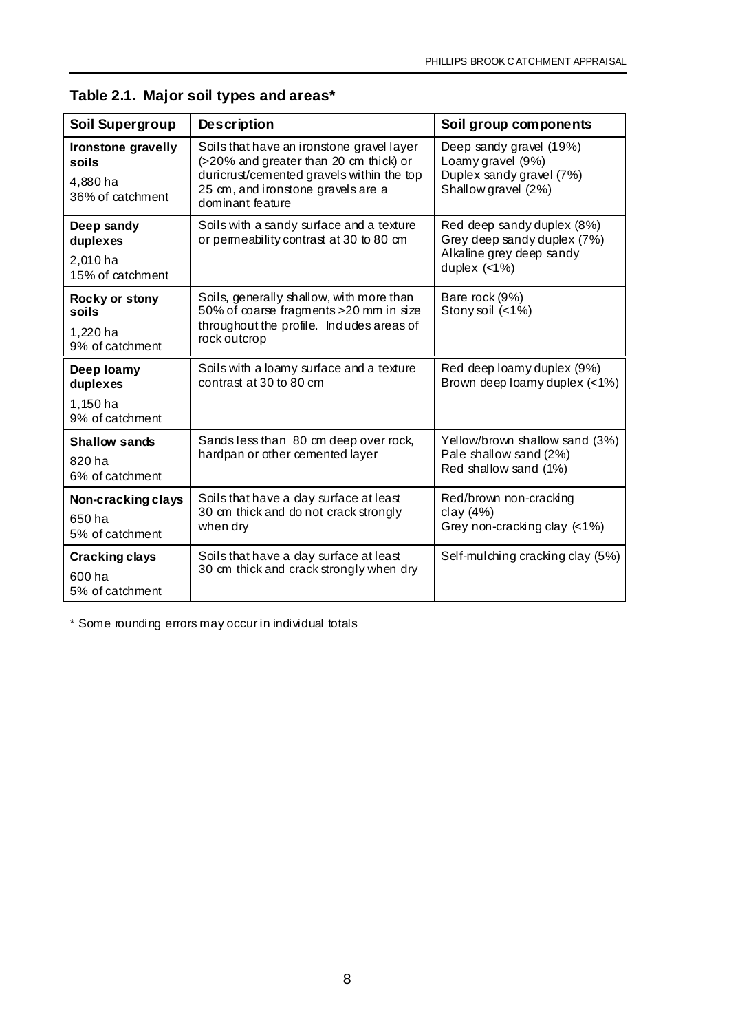**Table 2.1. Major soil types and areas***

| Soil Supergroup | Description | Soil group components |
|---|---|---|
| **Ironstone gravelly soils**<br>4,880 ha<br>36% of catchment | Soils that have an ironstone gravel layer (>20% and greater than 20 cm thick) or duricrust/cemented gravels within the top 25 cm, and ironstone gravels are a dominant feature | Deep sandy gravel (19%)<br>Loamy gravel (9%)<br>Duplex sandy gravel (7%)<br>Shallow gravel (2%) |
| **Deep sandy duplexes**<br>2,010 ha<br>15% of catchment | Soils with a sandy surface and a texture or permeability contrast at 30 to 80 cm | Red deep sandy duplex (8%)<br>Grey deep sandy duplex (7%)<br>Alkaline grey deep sandy duplex (<1%) |
| **Rocky or stony soils**<br>1,220 ha<br>9% of catchment | Soils, generally shallow, with more than 50% of coarse fragments >20 mm in size throughout the profile. Includes areas of rock outcrop | Bare rock (9%)<br>Stony soil (<1%) |
| **Deep loamy duplexes**<br>1,150 ha<br>9% of catchment | Soils with a loamy surface and a texture contrast at 30 to 80 cm | Red deep loamy duplex (9%)<br>Brown deep loamy duplex (<1%) |
| **Shallow sands**<br>820 ha<br>6% of catchment | Sands less than 80 cm deep over rock, hardpan or other cemented layer | Yellow/brown shallow sand (3%)<br>Pale shallow sand (2%)<br>Red shallow sand (1%) |
| **Non-cracking clays**<br>650 ha<br>5% of catchment | Soils that have a clay surface at least 30 cm thick and do not crack strongly when dry | Red/brown non-cracking clay (4%)<br>Grey non-cracking clay (<1%) |
| **Cracking clays**<br>600 ha<br>5% of catchment | Soils that have a clay surface at least 30 cm thick and crack strongly when dry | Self-mulching cracking clay (5%) |

* Some rounding errors may occur in individual totals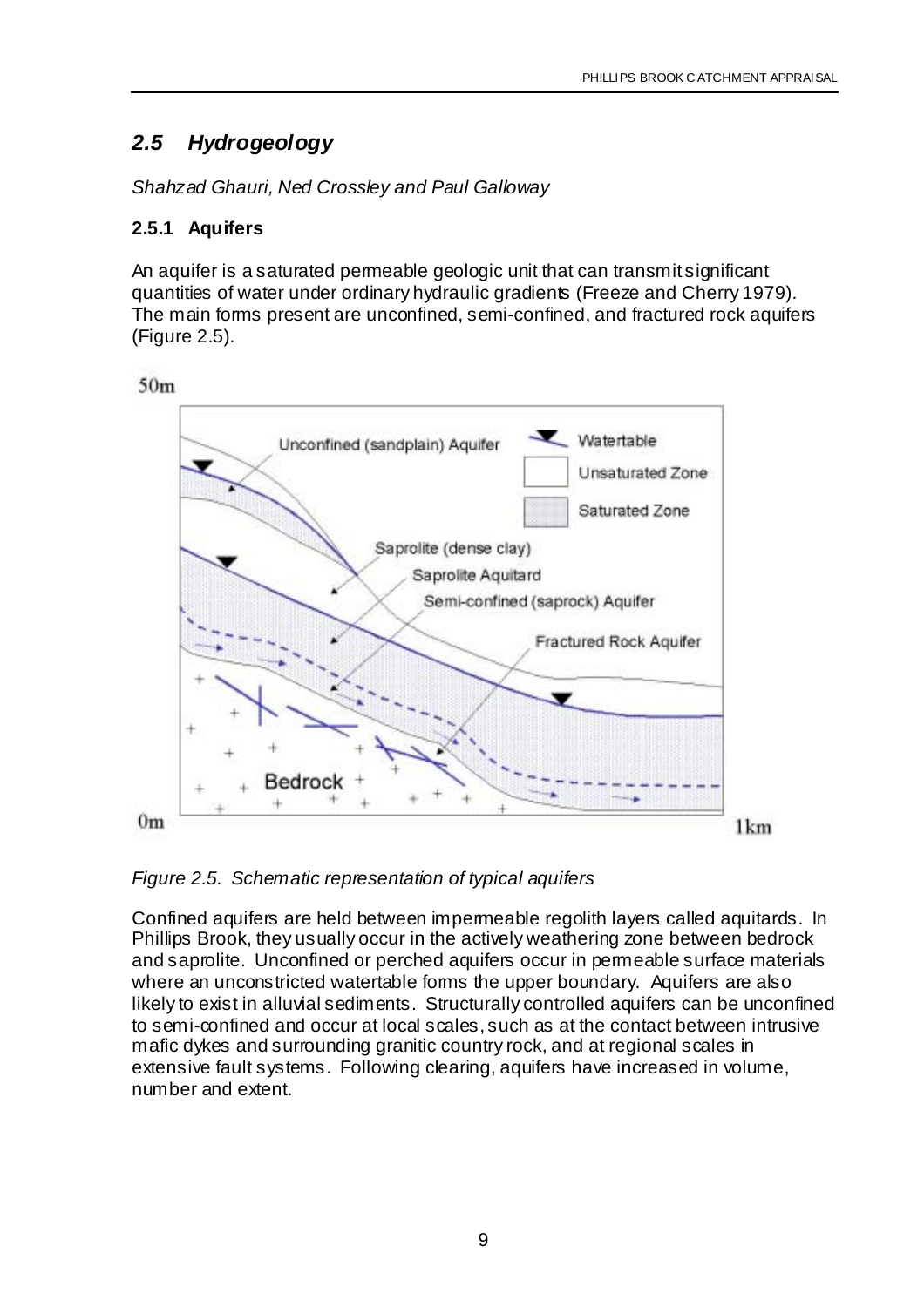## *2.5 Hydrogeology*

*Shahzad Ghauri, Ned Crossley and Paul Galloway*

### 2.5.1 Aquifers

An aquifer is a saturated permeable geologic unit that can transmit significant quantities of water under ordinary hydraulic gradients (Freeze and Cherry 1979). The main forms present are unconfined, semi-confined, and fractured rock aquifers (Figure 2.5).

*Figure 2.5. Schematic representation of typical aquifers*

Confined aquifers are held between impermeable regolith layers called aquitards. In Phillips Brook, they usually occur in the actively weathering zone between bedrock and saprolite. Unconfined or perched aquifers occur in permeable surface materials where an unconstricted watertable forms the upper boundary. Aquifers are also likely to exist in alluvial sediments. Structurally controlled aquifers can be unconfined to semi-confined and occur at local scales, such as at the contact between intrusive mafic dykes and surrounding granitic country rock, and at regional scales in extensive fault systems. Following clearing, aquifers have increased in volume, number and extent.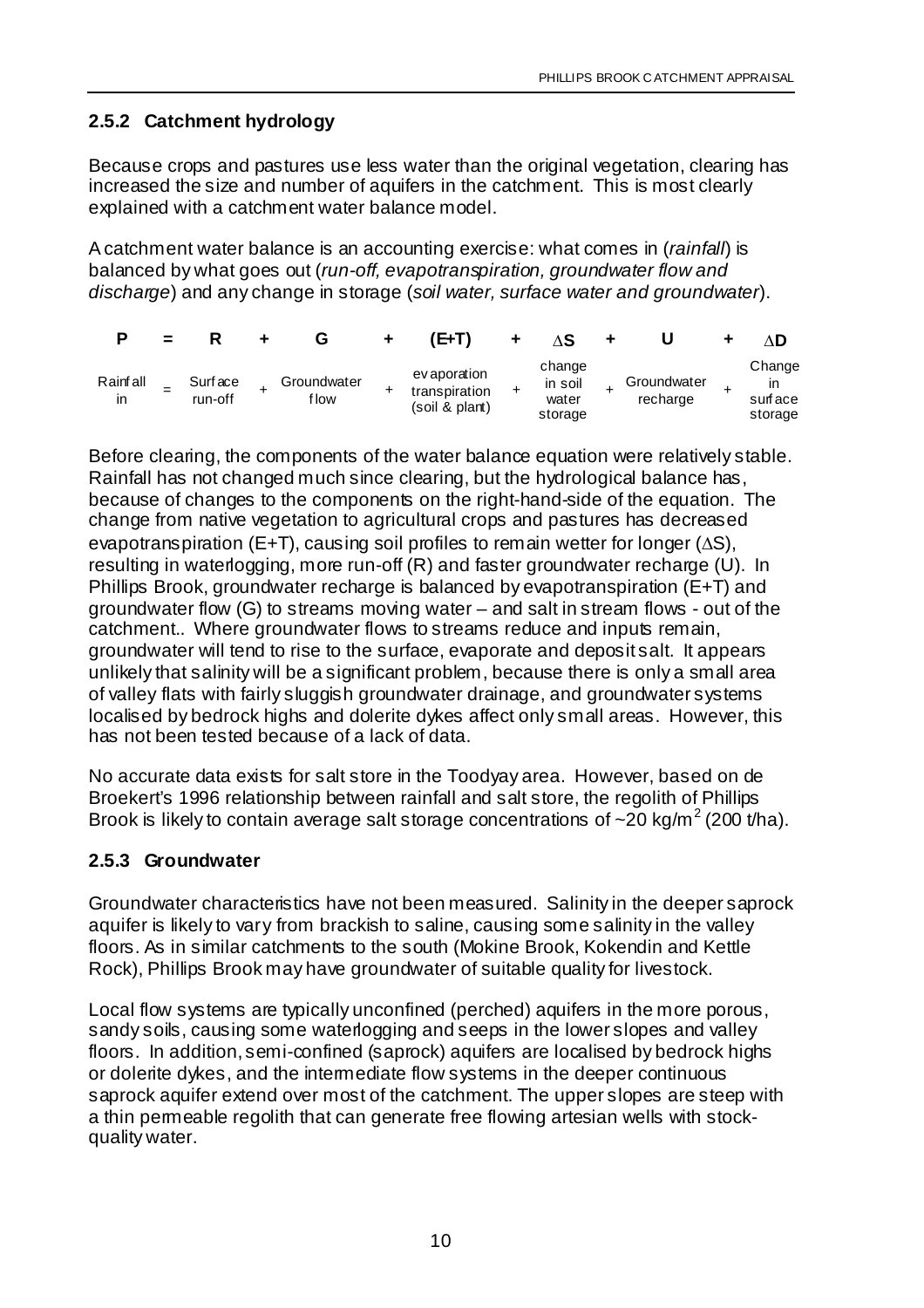## 2.5.2 Catchment hydrology

Because crops and pastures use less water than the original vegetation, clearing has increased the size and number of aquifers in the catchment. This is most clearly explained with a catchment water balance model.

A catchment water balance is an accounting exercise: what comes in (*rainfall*) is balanced by what goes out (*run-off, evapotranspiration, groundwater flow and discharge*) and any change in storage (*soil water, surface water and groundwater*).

$$P = R + G + (E{+}T) + \Delta S + U + \Delta D$$

| P | = | R | + | G | + | (E+T) | + | ΔS | + | U | + | ΔD |
|---|---|---|---|---|---|---|---|---|---|---|---|---|
| Rainfall in | = | Surface run-off | + | Groundwater flow | + | evaporation transpiration (soil & plant) | + | change in soil water storage | + | Groundwater recharge | + | Change in surface storage |

Before clearing, the components of the water balance equation were relatively stable. Rainfall has not changed much since clearing, but the hydrological balance has, because of changes to the components on the right-hand-side of the equation. The change from native vegetation to agricultural crops and pastures has decreased evapotranspiration (E+T), causing soil profiles to remain wetter for longer ($\Delta S$), resulting in waterlogging, more run-off (R) and faster groundwater recharge (U). In Phillips Brook, groundwater recharge is balanced by evapotranspiration (E+T) and groundwater flow (G) to streams moving water – and salt in stream flows - out of the catchment.. Where groundwater flows to streams reduce and inputs remain, groundwater will tend to rise to the surface, evaporate and deposit salt. It appears unlikely that salinity will be a significant problem, because there is only a small area of valley flats with fairly sluggish groundwater drainage, and groundwater systems localised by bedrock highs and dolerite dykes affect only small areas. However, this has not been tested because of a lack of data.

No accurate data exists for salt store in the Toodyay area. However, based on de Broekert's 1996 relationship between rainfall and salt store, the regolith of Phillips Brook is likely to contain average salt storage concentrations of ~20 kg/m$^2$ (200 t/ha).

## 2.5.3 Groundwater

Groundwater characteristics have not been measured. Salinity in the deeper saprock aquifer is likely to vary from brackish to saline, causing some salinity in the valley floors. As in similar catchments to the south (Mokine Brook, Kokendin and Kettle Rock), Phillips Brook may have groundwater of suitable quality for livestock.

Local flow systems are typically unconfined (perched) aquifers in the more porous, sandy soils, causing some waterlogging and seeps in the lower slopes and valley floors. In addition, semi-confined (saprock) aquifers are localised by bedrock highs or dolerite dykes, and the intermediate flow systems in the deeper continuous saprock aquifer extend over most of the catchment. The upper slopes are steep with a thin permeable regolith that can generate free flowing artesian wells with stock-quality water.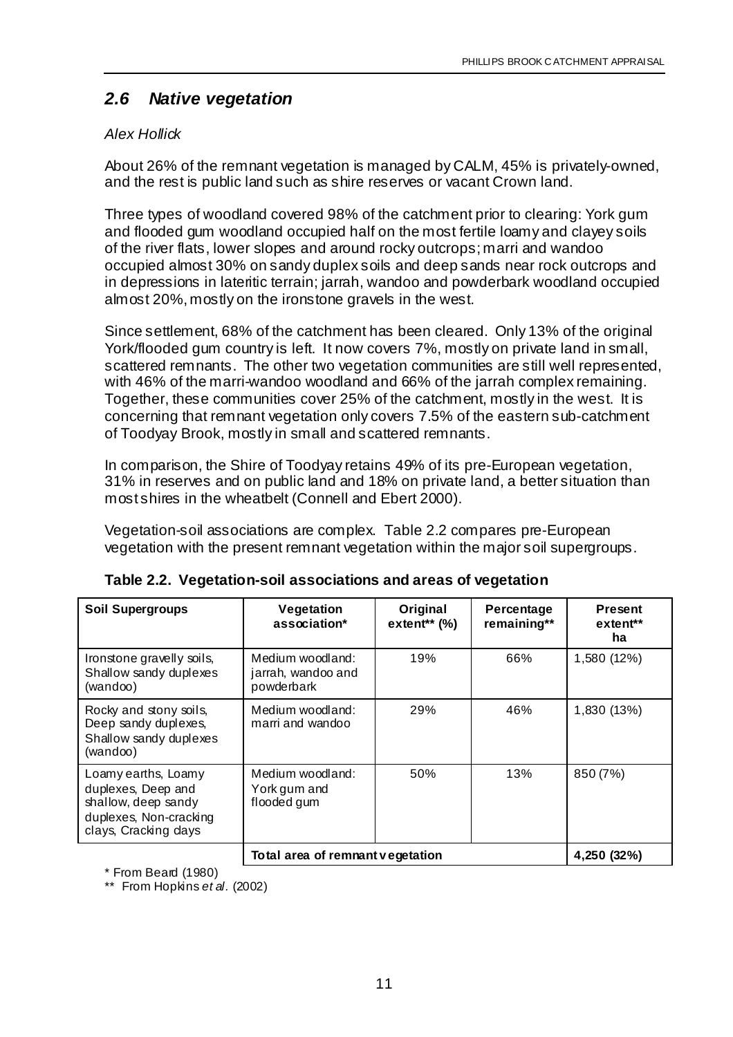## *2.6 Native vegetation*

*Alex Hollick*

About 26% of the remnant vegetation is managed by CALM, 45% is privately-owned, and the rest is public land such as shire reserves or vacant Crown land.

Three types of woodland covered 98% of the catchment prior to clearing: York gum and flooded gum woodland occupied half on the most fertile loamy and clayey soils of the river flats, lower slopes and around rocky outcrops; marri and wandoo occupied almost 30% on sandy duplex soils and deep sands near rock outcrops and in depressions in lateritic terrain; jarrah, wandoo and powderbark woodland occupied almost 20%, mostly on the ironstone gravels in the west.

Since settlement, 68% of the catchment has been cleared. Only 13% of the original York/flooded gum country is left. It now covers 7%, mostly on private land in small, scattered remnants. The other two vegetation communities are still well represented, with 46% of the marri-wandoo woodland and 66% of the jarrah complex remaining. Together, these communities cover 25% of the catchment, mostly in the west. It is concerning that remnant vegetation only covers 7.5% of the eastern sub-catchment of Toodyay Brook, mostly in small and scattered remnants.

In comparison, the Shire of Toodyay retains 49% of its pre-European vegetation, 31% in reserves and on public land and 18% on private land, a better situation than most shires in the wheatbelt (Connell and Ebert 2000).

Vegetation-soil associations are complex. Table 2.2 compares pre-European vegetation with the present remnant vegetation within the major soil supergroups.

**Table 2.2. Vegetation-soil associations and areas of vegetation**

| Soil Supergroups | Vegetation association* | Original extent** (%) | Percentage remaining** | Present extent** ha |
|---|---|---|---|---|
| Ironstone gravelly soils, Shallow sandy duplexes (wandoo) | Medium woodland: jarrah, wandoo and powderbark | 19% | 66% | 1,580 (12%) |
| Rocky and stony soils, Deep sandy duplexes, Shallow sandy duplexes (wandoo) | Medium woodland: marri and wandoo | 29% | 46% | 1,830 (13%) |
| Loamy earths, Loamy duplexes, Deep and shallow, deep sandy duplexes, Non-cracking clays, Cracking clays | Medium woodland: York gum and flooded gum | 50% | 13% | 850 (7%) |
| | **Total area of remnant vegetation** | | | **4,250 (32%)** |

\* From Beard (1980)

\*\* From Hopkins *et al.* (2002)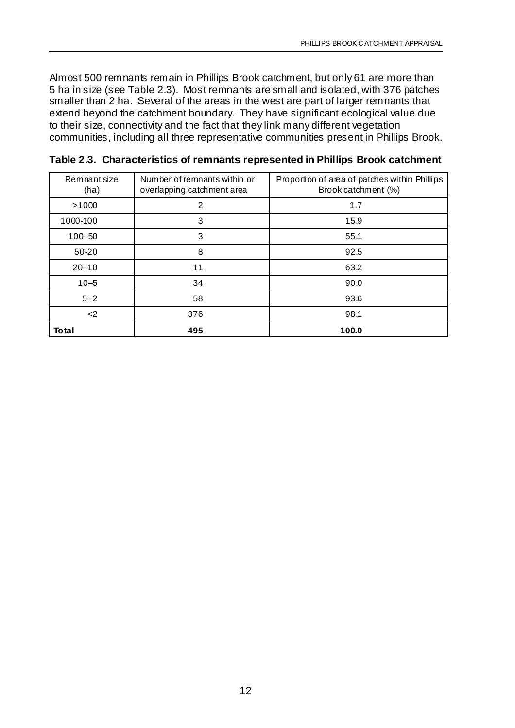Almost 500 remnants remain in Phillips Brook catchment, but only 61 are more than 5 ha in size (see Table 2.3). Most remnants are small and isolated, with 376 patches smaller than 2 ha. Several of the areas in the west are part of larger remnants that extend beyond the catchment boundary. They have significant ecological value due to their size, connectivity and the fact that they link many different vegetation communities, including all three representative communities present in Phillips Brook.

**Table 2.3. Characteristics of remnants represented in Phillips Brook catchment**

| Remnant size (ha) | Number of remnants within or overlapping catchment area | Proportion of area of patches within Phillips Brook catchment (%) |
|---|---|---|
| >1000 | 2 | 1.7 |
| 1000-100 | 3 | 15.9 |
| 100–50 | 3 | 55.1 |
| 50-20 | 8 | 92.5 |
| 20–10 | 11 | 63.2 |
| 10–5 | 34 | 90.0 |
| 5–2 | 58 | 93.6 |
| <2 | 376 | 98.1 |
| **Total** | **495** | **100.0** |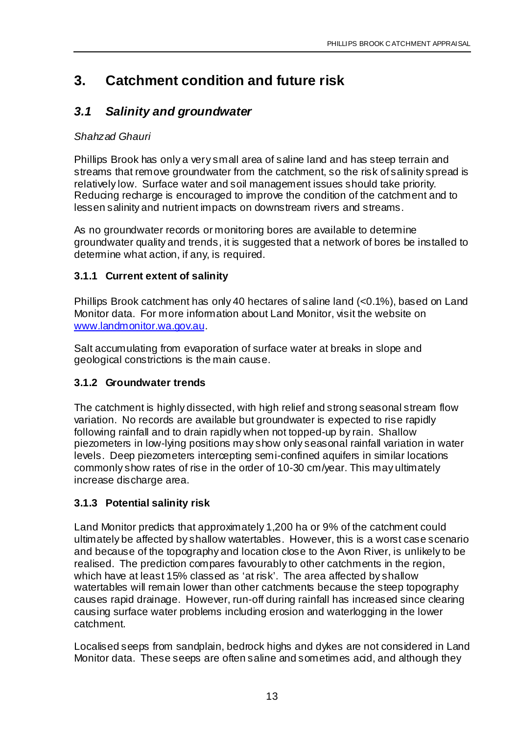# 3. Catchment condition and future risk

## *3.1 Salinity and groundwater*

*Shahzad Ghauri*

Phillips Brook has only a very small area of saline land and has steep terrain and streams that remove groundwater from the catchment, so the risk of salinity spread is relatively low. Surface water and soil management issues should take priority. Reducing recharge is encouraged to improve the condition of the catchment and to lessen salinity and nutrient impacts on downstream rivers and streams.

As no groundwater records or monitoring bores are available to determine groundwater quality and trends, it is suggested that a network of bores be installed to determine what action, if any, is required.

### 3.1.1 Current extent of salinity

Phillips Brook catchment has only 40 hectares of saline land (<0.1%), based on Land Monitor data. For more information about Land Monitor, visit the website on www.landmonitor.wa.gov.au.

Salt accumulating from evaporation of surface water at breaks in slope and geological constrictions is the main cause.

### 3.1.2 Groundwater trends

The catchment is highly dissected, with high relief and strong seasonal stream flow variation. No records are available but groundwater is expected to rise rapidly following rainfall and to drain rapidly when not topped-up by rain. Shallow piezometers in low-lying positions may show only seasonal rainfall variation in water levels. Deep piezometers intercepting semi-confined aquifers in similar locations commonly show rates of rise in the order of 10-30 cm/year. This may ultimately increase discharge area.

### 3.1.3 Potential salinity risk

Land Monitor predicts that approximately 1,200 ha or 9% of the catchment could ultimately be affected by shallow watertables. However, this is a worst case scenario and because of the topography and location close to the Avon River, is unlikely to be realised. The prediction compares favourably to other catchments in the region, which have at least 15% classed as 'at risk'. The area affected by shallow watertables will remain lower than other catchments because the steep topography causes rapid drainage. However, run-off during rainfall has increased since clearing causing surface water problems including erosion and waterlogging in the lower catchment.

Localised seeps from sandplain, bedrock highs and dykes are not considered in Land Monitor data. These seeps are often saline and sometimes acid, and although they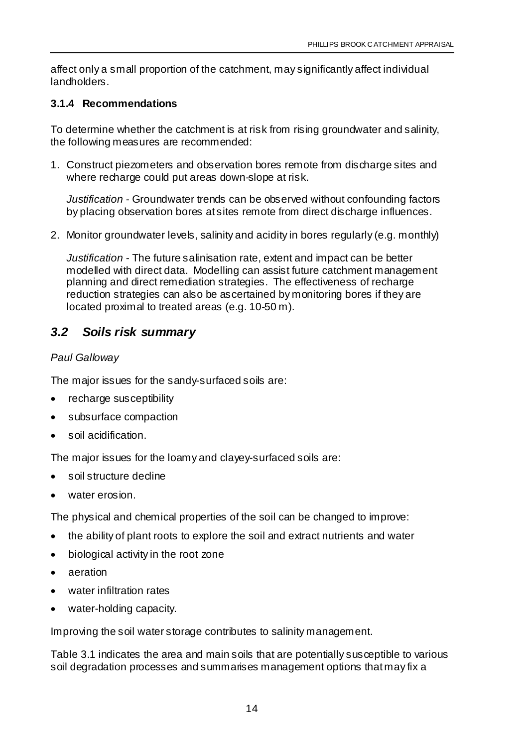affect only a small proportion of the catchment, may significantly affect individual landholders.

### 3.1.4 Recommendations

To determine whether the catchment is at risk from rising groundwater and salinity, the following measures are recommended:

1. Construct piezometers and observation bores remote from discharge sites and where recharge could put areas down-slope at risk.

   *Justification* - Groundwater trends can be observed without confounding factors by placing observation bores at sites remote from direct discharge influences.

2. Monitor groundwater levels, salinity and acidity in bores regularly (e.g. monthly)

   *Justification* - The future salinisation rate, extent and impact can be better modelled with direct data. Modelling can assist future catchment management planning and direct remediation strategies. The effectiveness of recharge reduction strategies can also be ascertained by monitoring bores if they are located proximal to treated areas (e.g. 10-50 m).

## *3.2 Soils risk summary*

*Paul Galloway*

The major issues for the sandy-surfaced soils are:

- recharge susceptibility
- subsurface compaction
- soil acidification.

The major issues for the loamy and clayey-surfaced soils are:

- soil structure decline
- water erosion.

The physical and chemical properties of the soil can be changed to improve:

- the ability of plant roots to explore the soil and extract nutrients and water
- biological activity in the root zone
- aeration
- water infiltration rates
- water-holding capacity.

Improving the soil water storage contributes to salinity management.

Table 3.1 indicates the area and main soils that are potentially susceptible to various soil degradation processes and summarises management options that may fix a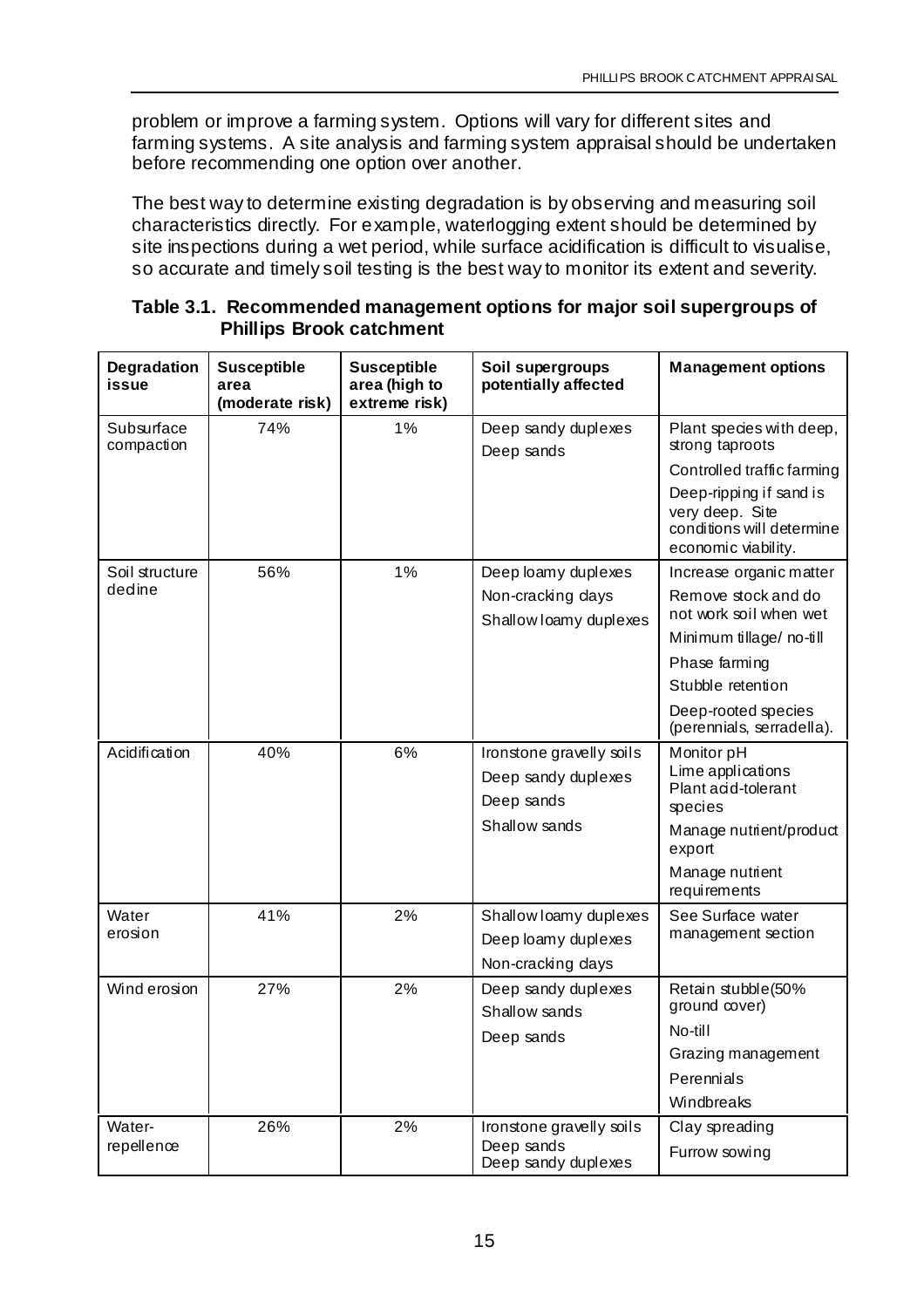problem or improve a farming system. Options will vary for different sites and farming systems. A site analysis and farming system appraisal should be undertaken before recommending one option over another.

The best way to determine existing degradation is by observing and measuring soil characteristics directly. For example, waterlogging extent should be determined by site inspections during a wet period, while surface acidification is difficult to visualise, so accurate and timely soil testing is the best way to monitor its extent and severity.

**Table 3.1. Recommended management options for major soil supergroups of Phillips Brook catchment**

| Degradation issue | Susceptible area (moderate risk) | Susceptible area (high to extreme risk) | Soil supergroups potentially affected | Management options |
|---|---|---|---|---|
| Subsurface compaction | 74% | 1% | Deep sandy duplexes<br>Deep sands | Plant species with deep, strong taproots<br>Controlled traffic farming<br>Deep-ripping if sand is very deep. Site conditions will determine economic viability. |
| Soil structure decline | 56% | 1% | Deep loamy duplexes<br>Non-cracking clays<br>Shallow loamy duplexes | Increase organic matter<br>Remove stock and do not work soil when wet<br>Minimum tillage/ no-till<br>Phase farming<br>Stubble retention<br>Deep-rooted species (perennials, serradella). |
| Acidification | 40% | 6% | Ironstone gravelly soils<br>Deep sandy duplexes<br>Deep sands<br>Shallow sands | Monitor pH<br>Lime applications<br>Plant acid-tolerant species<br>Manage nutrient/product export<br>Manage nutrient requirements |
| Water erosion | 41% | 2% | Shallow loamy duplexes<br>Deep loamy duplexes<br>Non-cracking clays | See Surface water management section |
| Wind erosion | 27% | 2% | Deep sandy duplexes<br>Shallow sands<br>Deep sands | Retain stubble(50% ground cover)<br>No-till<br>Grazing management<br>Perennials<br>Windbreaks |
| Water-repellence | 26% | 2% | Ironstone gravelly soils<br>Deep sands<br>Deep sandy duplexes | Clay spreading<br>Furrow sowing |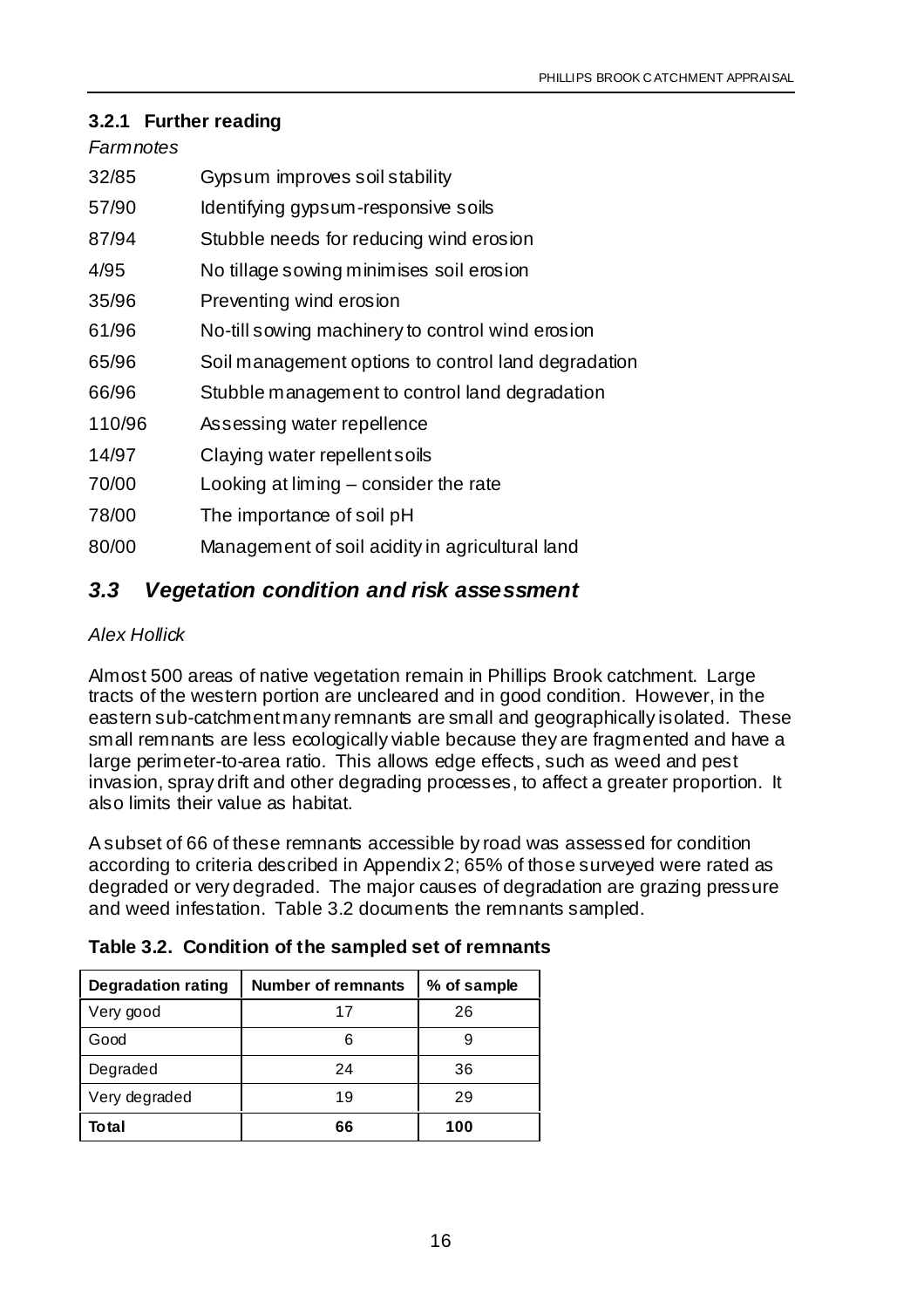### 3.2.1 Further reading

*Farmnotes*

32/85 Gypsum improves soil stability

57/90 Identifying gypsum-responsive soils

87/94 Stubble needs for reducing wind erosion

4/95 No tillage sowing minimises soil erosion

35/96 Preventing wind erosion

61/96 No-till sowing machinery to control wind erosion

65/96 Soil management options to control land degradation

66/96 Stubble management to control land degradation

110/96 Assessing water repellence

14/97 Claying water repellent soils

70/00 Looking at liming – consider the rate

78/00 The importance of soil pH

80/00 Management of soil acidity in agricultural land

## *3.3 Vegetation condition and risk assessment*

*Alex Hollick*

Almost 500 areas of native vegetation remain in Phillips Brook catchment. Large tracts of the western portion are uncleared and in good condition. However, in the eastern sub-catchment many remnants are small and geographically isolated. These small remnants are less ecologically viable because they are fragmented and have a large perimeter-to-area ratio. This allows edge effects, such as weed and pest invasion, spray drift and other degrading processes, to affect a greater proportion. It also limits their value as habitat.

A subset of 66 of these remnants accessible by road was assessed for condition according to criteria described in Appendix 2; 65% of those surveyed were rated as degraded or very degraded. The major causes of degradation are grazing pressure and weed infestation. Table 3.2 documents the remnants sampled.

**Table 3.2. Condition of the sampled set of remnants**

| Degradation rating | Number of remnants | % of sample |
|---|---|---|
| Very good | 17 | 26 |
| Good | 6 | 9 |
| Degraded | 24 | 36 |
| Very degraded | 19 | 29 |
| **Total** | **66** | **100** |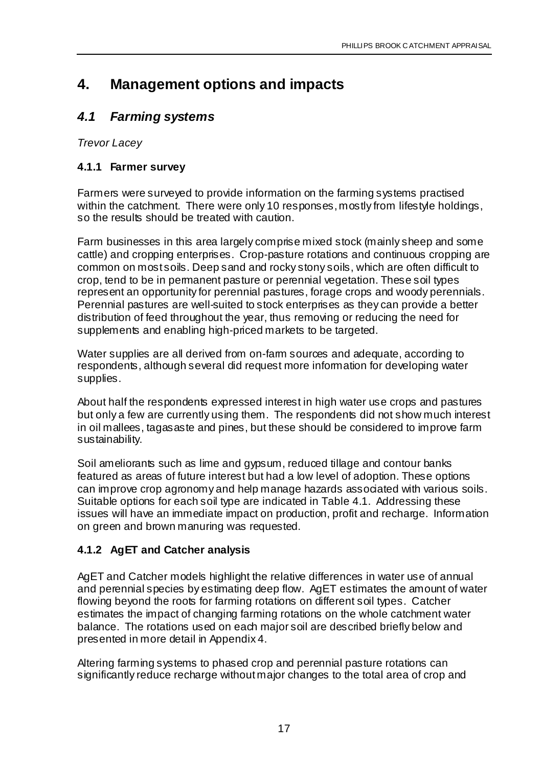# 4. Management options and impacts

## *4.1 Farming systems*

*Trevor Lacey*

### 4.1.1 Farmer survey

Farmers were surveyed to provide information on the farming systems practised within the catchment. There were only 10 responses, mostly from lifestyle holdings, so the results should be treated with caution.

Farm businesses in this area largely comprise mixed stock (mainly sheep and some cattle) and cropping enterprises. Crop-pasture rotations and continuous cropping are common on most soils. Deep sand and rocky stony soils, which are often difficult to crop, tend to be in permanent pasture or perennial vegetation. These soil types represent an opportunity for perennial pastures, forage crops and woody perennials. Perennial pastures are well-suited to stock enterprises as they can provide a better distribution of feed throughout the year, thus removing or reducing the need for supplements and enabling high-priced markets to be targeted.

Water supplies are all derived from on-farm sources and adequate, according to respondents, although several did request more information for developing water supplies.

About half the respondents expressed interest in high water use crops and pastures but only a few are currently using them. The respondents did not show much interest in oil mallees, tagasaste and pines, but these should be considered to improve farm sustainability.

Soil ameliorants such as lime and gypsum, reduced tillage and contour banks featured as areas of future interest but had a low level of adoption. These options can improve crop agronomy and help manage hazards associated with various soils. Suitable options for each soil type are indicated in Table 4.1. Addressing these issues will have an immediate impact on production, profit and recharge. Information on green and brown manuring was requested.

### 4.1.2 AgET and Catcher analysis

AgET and Catcher models highlight the relative differences in water use of annual and perennial species by estimating deep flow. AgET estimates the amount of water flowing beyond the roots for farming rotations on different soil types. Catcher estimates the impact of changing farming rotations on the whole catchment water balance. The rotations used on each major soil are described briefly below and presented in more detail in Appendix 4.

Altering farming systems to phased crop and perennial pasture rotations can significantly reduce recharge without major changes to the total area of crop and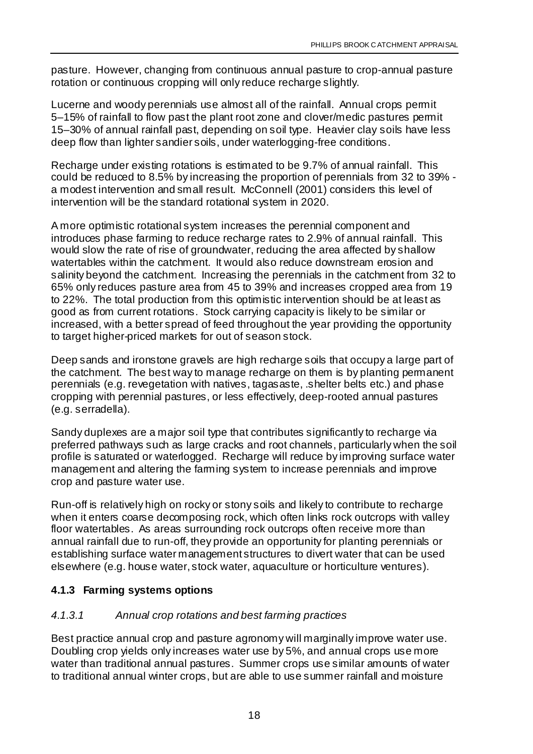pasture. However, changing from continuous annual pasture to crop-annual pasture rotation or continuous cropping will only reduce recharge slightly.

Lucerne and woody perennials use almost all of the rainfall. Annual crops permit 5–15% of rainfall to flow past the plant root zone and clover/medic pastures permit 15–30% of annual rainfall past, depending on soil type. Heavier clay soils have less deep flow than lighter sandier soils, under waterlogging-free conditions.

Recharge under existing rotations is estimated to be 9.7% of annual rainfall. This could be reduced to 8.5% by increasing the proportion of perennials from 32 to 39% - a modest intervention and small result. McConnell (2001) considers this level of intervention will be the standard rotational system in 2020.

A more optimistic rotational system increases the perennial component and introduces phase farming to reduce recharge rates to 2.9% of annual rainfall. This would slow the rate of rise of groundwater, reducing the area affected by shallow watertables within the catchment. It would also reduce downstream erosion and salinity beyond the catchment. Increasing the perennials in the catchment from 32 to 65% only reduces pasture area from 45 to 39% and increases cropped area from 19 to 22%. The total production from this optimistic intervention should be at least as good as from current rotations. Stock carrying capacity is likely to be similar or increased, with a better spread of feed throughout the year providing the opportunity to target higher-priced markets for out of season stock.

Deep sands and ironstone gravels are high recharge soils that occupy a large part of the catchment. The best way to manage recharge on them is by planting permanent perennials (e.g. revegetation with natives, tagasaste, .shelter belts etc.) and phase cropping with perennial pastures, or less effectively, deep-rooted annual pastures (e.g. serradella).

Sandy duplexes are a major soil type that contributes significantly to recharge via preferred pathways such as large cracks and root channels, particularly when the soil profile is saturated or waterlogged. Recharge will reduce by improving surface water management and altering the farming system to increase perennials and improve crop and pasture water use.

Run-off is relatively high on rocky or stony soils and likely to contribute to recharge when it enters coarse decomposing rock, which often links rock outcrops with valley floor watertables. As areas surrounding rock outcrops often receive more than annual rainfall due to run-off, they provide an opportunity for planting perennials or establishing surface water management structures to divert water that can be used elsewhere (e.g. house water, stock water, aquaculture or horticulture ventures).

### 4.1.3 Farming systems options

#### *4.1.3.1 Annual crop rotations and best farming practices*

Best practice annual crop and pasture agronomy will marginally improve water use. Doubling crop yields only increases water use by 5%, and annual crops use more water than traditional annual pastures. Summer crops use similar amounts of water to traditional annual winter crops, but are able to use summer rainfall and moisture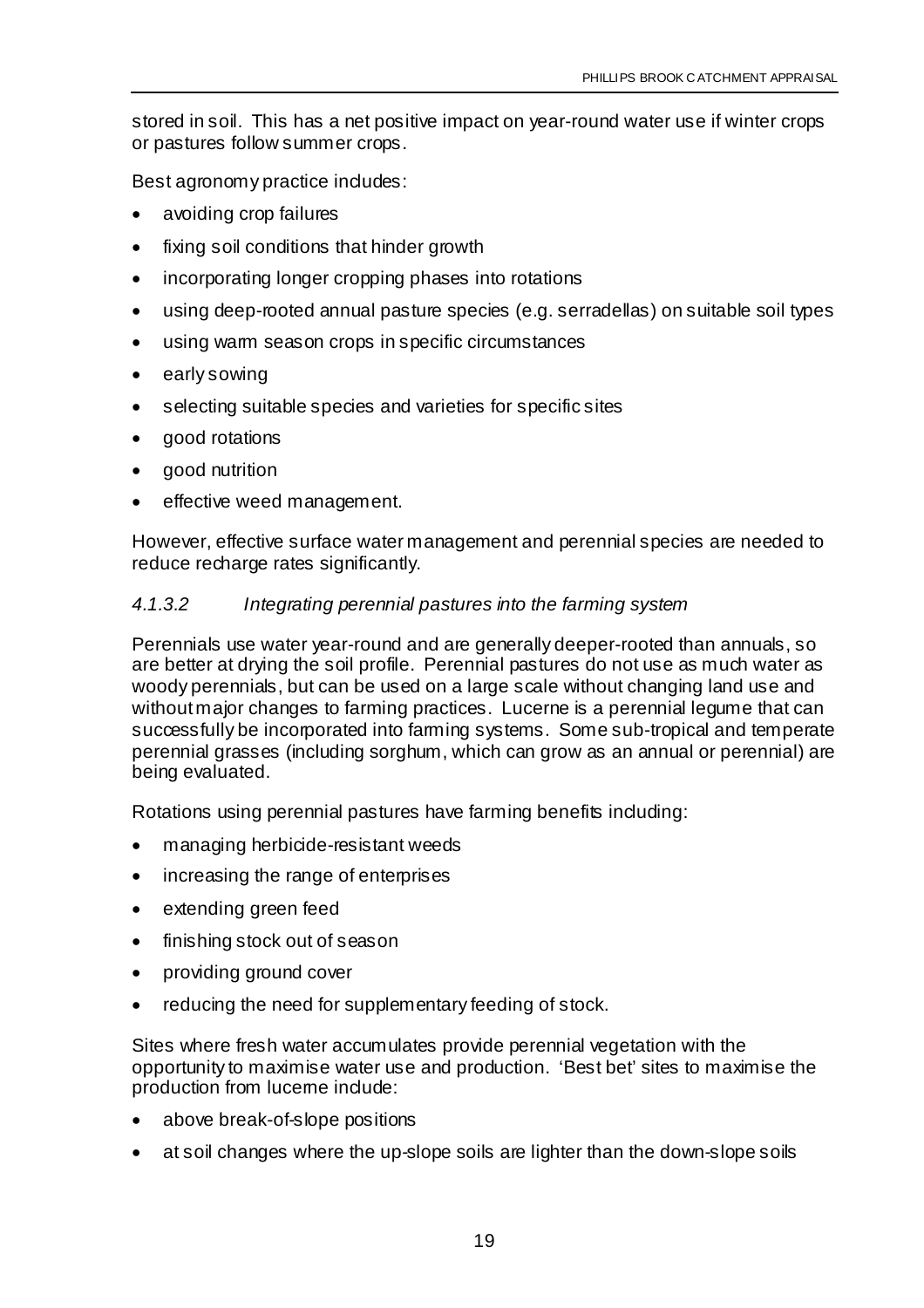stored in soil. This has a net positive impact on year-round water use if winter crops or pastures follow summer crops.

Best agronomy practice includes:

- avoiding crop failures
- fixing soil conditions that hinder growth
- incorporating longer cropping phases into rotations
- using deep-rooted annual pasture species (e.g. serradellas) on suitable soil types
- using warm season crops in specific circumstances
- early sowing
- selecting suitable species and varieties for specific sites
- good rotations
- good nutrition
- effective weed management.

However, effective surface water management and perennial species are needed to reduce recharge rates significantly.

#### *4.1.3.2 Integrating perennial pastures into the farming system*

Perennials use water year-round and are generally deeper-rooted than annuals, so are better at drying the soil profile. Perennial pastures do not use as much water as woody perennials, but can be used on a large scale without changing land use and without major changes to farming practices. Lucerne is a perennial legume that can successfully be incorporated into farming systems. Some sub-tropical and temperate perennial grasses (including sorghum, which can grow as an annual or perennial) are being evaluated.

Rotations using perennial pastures have farming benefits including:

- managing herbicide-resistant weeds
- increasing the range of enterprises
- extending green feed
- finishing stock out of season
- providing ground cover
- reducing the need for supplementary feeding of stock.

Sites where fresh water accumulates provide perennial vegetation with the opportunity to maximise water use and production. 'Best bet' sites to maximise the production from lucerne include:

- above break-of-slope positions
- at soil changes where the up-slope soils are lighter than the down-slope soils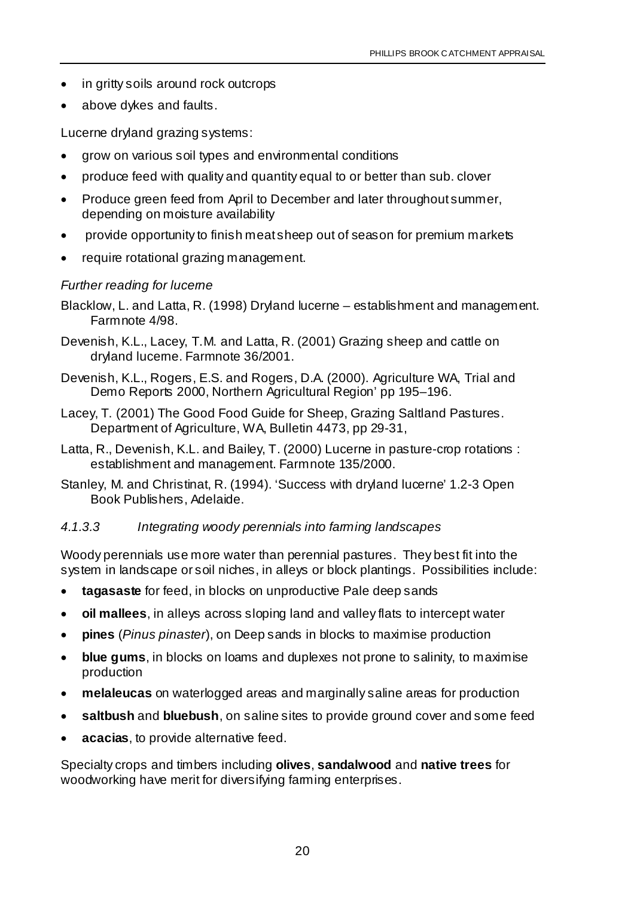- in gritty soils around rock outcrops
- above dykes and faults.

Lucerne dryland grazing systems:

- grow on various soil types and environmental conditions
- produce feed with quality and quantity equal to or better than sub. clover
- Produce green feed from April to December and later throughout summer, depending on moisture availability
- provide opportunity to finish meat sheep out of season for premium markets
- require rotational grazing management.

*Further reading for lucerne*

Blacklow, L. and Latta, R. (1998) Dryland lucerne – establishment and management. Farmnote 4/98.

Devenish, K.L., Lacey, T.M. and Latta, R. (2001) Grazing sheep and cattle on dryland lucerne. Farmnote 36/2001.

Devenish, K.L., Rogers, E.S. and Rogers, D.A. (2000). Agriculture WA, Trial and Demo Reports 2000, Northern Agricultural Region' pp 195–196.

Lacey, T. (2001) The Good Food Guide for Sheep, Grazing Saltland Pastures. Department of Agriculture, WA, Bulletin 4473, pp 29-31,

Latta, R., Devenish, K.L. and Bailey, T. (2000) Lucerne in pasture-crop rotations : establishment and management. Farmnote 135/2000.

Stanley, M. and Christinat, R. (1994). 'Success with dryland lucerne' 1.2-3 Open Book Publishers, Adelaide.

#### *4.1.3.3 Integrating woody perennials into farming landscapes*

Woody perennials use more water than perennial pastures. They best fit into the system in landscape or soil niches, in alleys or block plantings. Possibilities include:

- **tagasaste** for feed, in blocks on unproductive Pale deep sands
- **oil mallees**, in alleys across sloping land and valley flats to intercept water
- **pines** (*Pinus pinaster*), on Deep sands in blocks to maximise production
- **blue gums**, in blocks on loams and duplexes not prone to salinity, to maximise production
- **melaleucas** on waterlogged areas and marginally saline areas for production
- **saltbush** and **bluebush**, on saline sites to provide ground cover and some feed
- **acacias**, to provide alternative feed.

Specialty crops and timbers including **olives**, **sandalwood** and **native trees** for woodworking have merit for diversifying farming enterprises.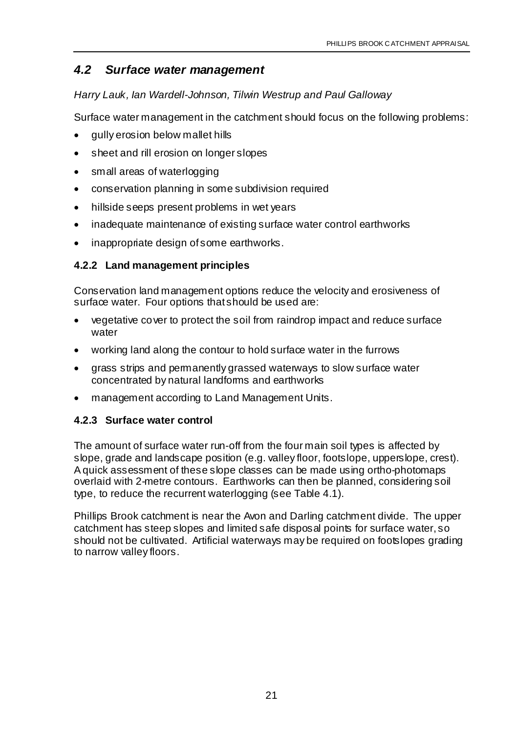## *4.2 Surface water management*

*Harry Lauk, Ian Wardell-Johnson, Tilwin Westrup and Paul Galloway*

Surface water management in the catchment should focus on the following problems:

- gully erosion below mallet hills
- sheet and rill erosion on longer slopes
- small areas of waterlogging
- conservation planning in some subdivision required
- hillside seeps present problems in wet years
- inadequate maintenance of existing surface water control earthworks
- inappropriate design of some earthworks.

### 4.2.2 Land management principles

Conservation land management options reduce the velocity and erosiveness of surface water. Four options that should be used are:

- vegetative cover to protect the soil from raindrop impact and reduce surface water
- working land along the contour to hold surface water in the furrows
- grass strips and permanently grassed waterways to slow surface water concentrated by natural landforms and earthworks
- management according to Land Management Units.

### 4.2.3 Surface water control

The amount of surface water run-off from the four main soil types is affected by slope, grade and landscape position (e.g. valley floor, footslope, upperslope, crest). A quick assessment of these slope classes can be made using ortho-photomaps overlaid with 2-metre contours. Earthworks can then be planned, considering soil type, to reduce the recurrent waterlogging (see Table 4.1).

Phillips Brook catchment is near the Avon and Darling catchment divide. The upper catchment has steep slopes and limited safe disposal points for surface water, so should not be cultivated. Artificial waterways may be required on footslopes grading to narrow valley floors.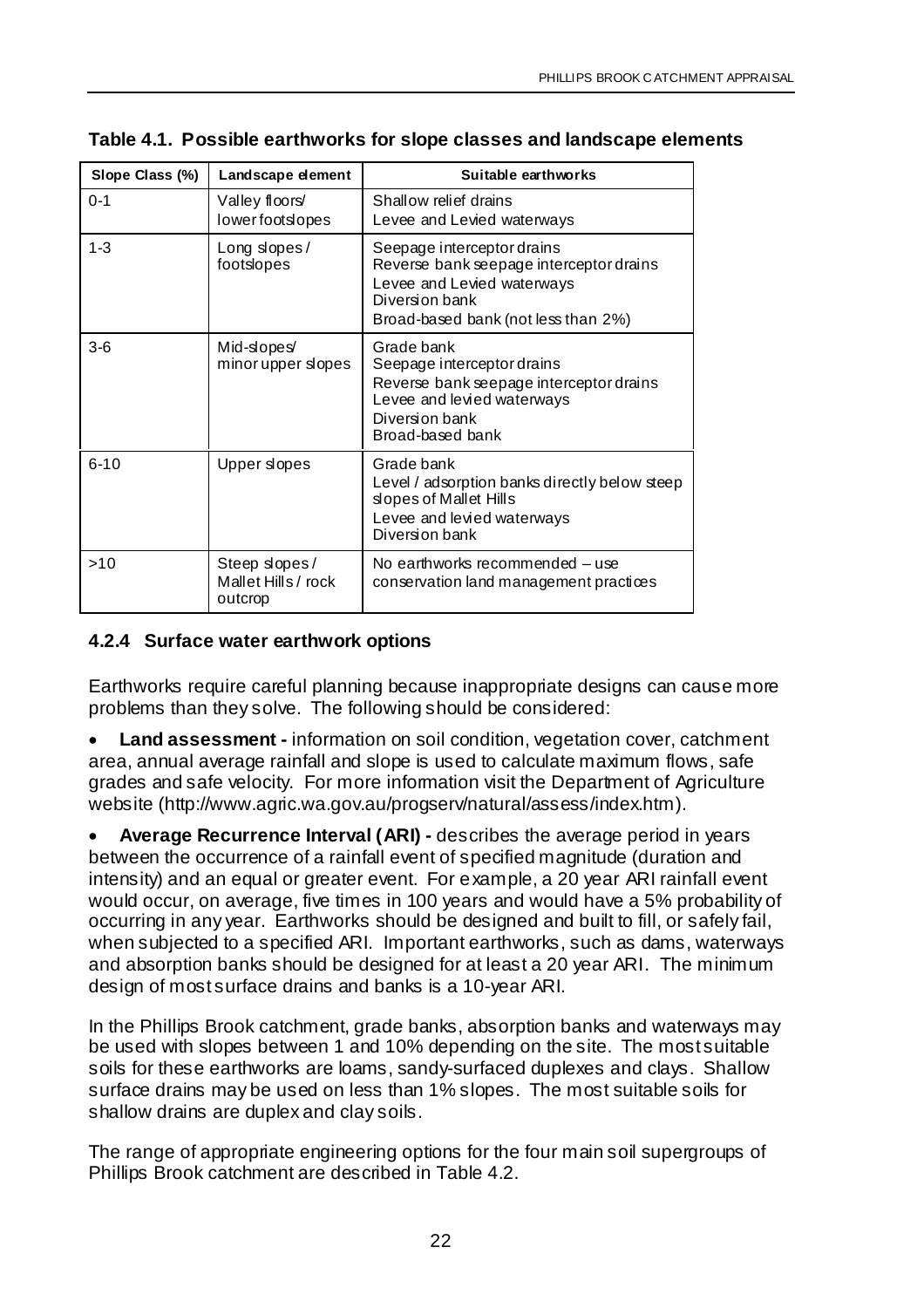**Table 4.1. Possible earthworks for slope classes and landscape elements**

| Slope Class (%) | Landscape element | Suitable earthworks |
|---|---|---|
| 0-1 | Valley floors/ lower footslopes | Shallow relief drains<br>Levee and Levied waterways |
| 1-3 | Long slopes / footslopes | Seepage interceptor drains<br>Reverse bank seepage interceptor drains<br>Levee and Levied waterways<br>Diversion bank<br>Broad-based bank (not less than 2%) |
| 3-6 | Mid-slopes/ minor upper slopes | Grade bank<br>Seepage interceptor drains<br>Reverse bank seepage interceptor drains<br>Levee and levied waterways<br>Diversion bank<br>Broad-based bank |
| 6-10 | Upper slopes | Grade bank<br>Level / adsorption banks directly below steep slopes of Mallet Hills<br>Levee and levied waterways<br>Diversion bank |
| >10 | Steep slopes / Mallet Hills / rock outcrop | No earthworks recommended – use conservation land management practices |

### 4.2.4 Surface water earthwork options

Earthworks require careful planning because inappropriate designs can cause more problems than they solve. The following should be considered:

- **Land assessment -** information on soil condition, vegetation cover, catchment area, annual average rainfall and slope is used to calculate maximum flows, safe grades and safe velocity. For more information visit the Department of Agriculture website (http://www.agric.wa.gov.au/progserv/natural/assess/index.htm).
- **Average Recurrence Interval (ARI) -** describes the average period in years between the occurrence of a rainfall event of specified magnitude (duration and intensity) and an equal or greater event. For example, a 20 year ARI rainfall event would occur, on average, five times in 100 years and would have a 5% probability of occurring in any year. Earthworks should be designed and built to fill, or safely fail, when subjected to a specified ARI. Important earthworks, such as dams, waterways and absorption banks should be designed for at least a 20 year ARI. The minimum design of most surface drains and banks is a 10-year ARI.

In the Phillips Brook catchment, grade banks, absorption banks and waterways may be used with slopes between 1 and 10% depending on the site. The most suitable soils for these earthworks are loams, sandy-surfaced duplexes and clays. Shallow surface drains may be used on less than 1% slopes. The most suitable soils for shallow drains are duplex and clay soils.

The range of appropriate engineering options for the four main soil supergroups of Phillips Brook catchment are described in Table 4.2.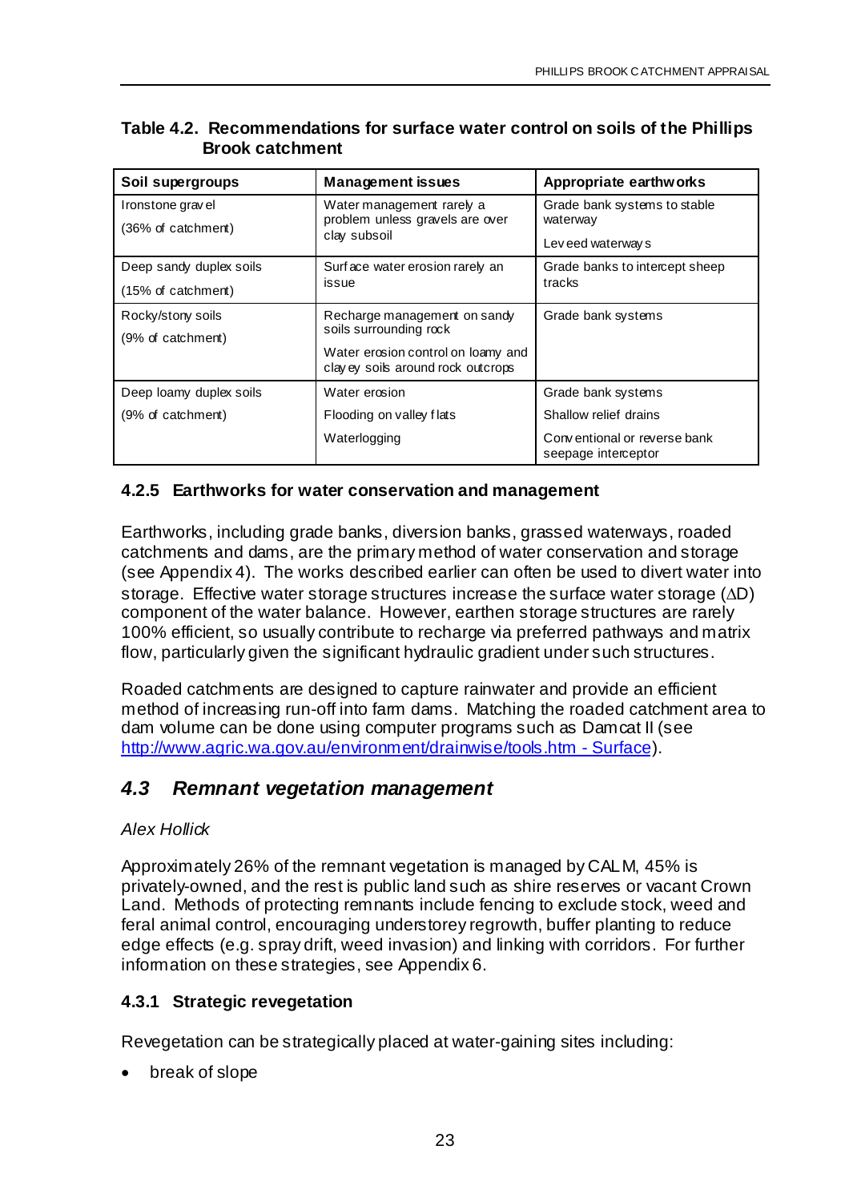**Table 4.2. Recommendations for surface water control on soils of the Phillips Brook catchment**

| Soil supergroups | Management issues | Appropriate earthworks |
|---|---|---|
| Ironstone gravel<br>(36% of catchment) | Water management rarely a problem unless gravels are over clay subsoil | Grade bank systems to stable waterway<br>Leveed waterways |
| Deep sandy duplex soils<br>(15% of catchment) | Surface water erosion rarely an issue | Grade banks to intercept sheep tracks |
| Rocky/stony soils<br>(9% of catchment) | Recharge management on sandy soils surrounding rock<br>Water erosion control on loamy and clayey soils around rock outcrops | Grade bank systems |
| Deep loamy duplex soils<br>(9% of catchment) | Water erosion<br>Flooding on valley flats<br>Waterlogging | Grade bank systems<br>Shallow relief drains<br>Conventional or reverse bank seepage interceptor |

### 4.2.5 Earthworks for water conservation and management

Earthworks, including grade banks, diversion banks, grassed waterways, roaded catchments and dams, are the primary method of water conservation and storage (see Appendix 4). The works described earlier can often be used to divert water into storage. Effective water storage structures increase the surface water storage ($\Delta D$) component of the water balance. However, earthen storage structures are rarely 100% efficient, so usually contribute to recharge via preferred pathways and matrix flow, particularly given the significant hydraulic gradient under such structures.

Roaded catchments are designed to capture rainwater and provide an efficient method of increasing run-off into farm dams. Matching the roaded catchment area to dam volume can be done using computer programs such as Damcat II (see http://www.agric.wa.gov.au/environment/drainwise/tools.htm - Surface).

## *4.3 Remnant vegetation management*

*Alex Hollick*

Approximately 26% of the remnant vegetation is managed by CALM, 45% is privately-owned, and the rest is public land such as shire reserves or vacant Crown Land. Methods of protecting remnants include fencing to exclude stock, weed and feral animal control, encouraging understorey regrowth, buffer planting to reduce edge effects (e.g. spray drift, weed invasion) and linking with corridors. For further information on these strategies, see Appendix 6.

### 4.3.1 Strategic revegetation

Revegetation can be strategically placed at water-gaining sites including:

- break of slope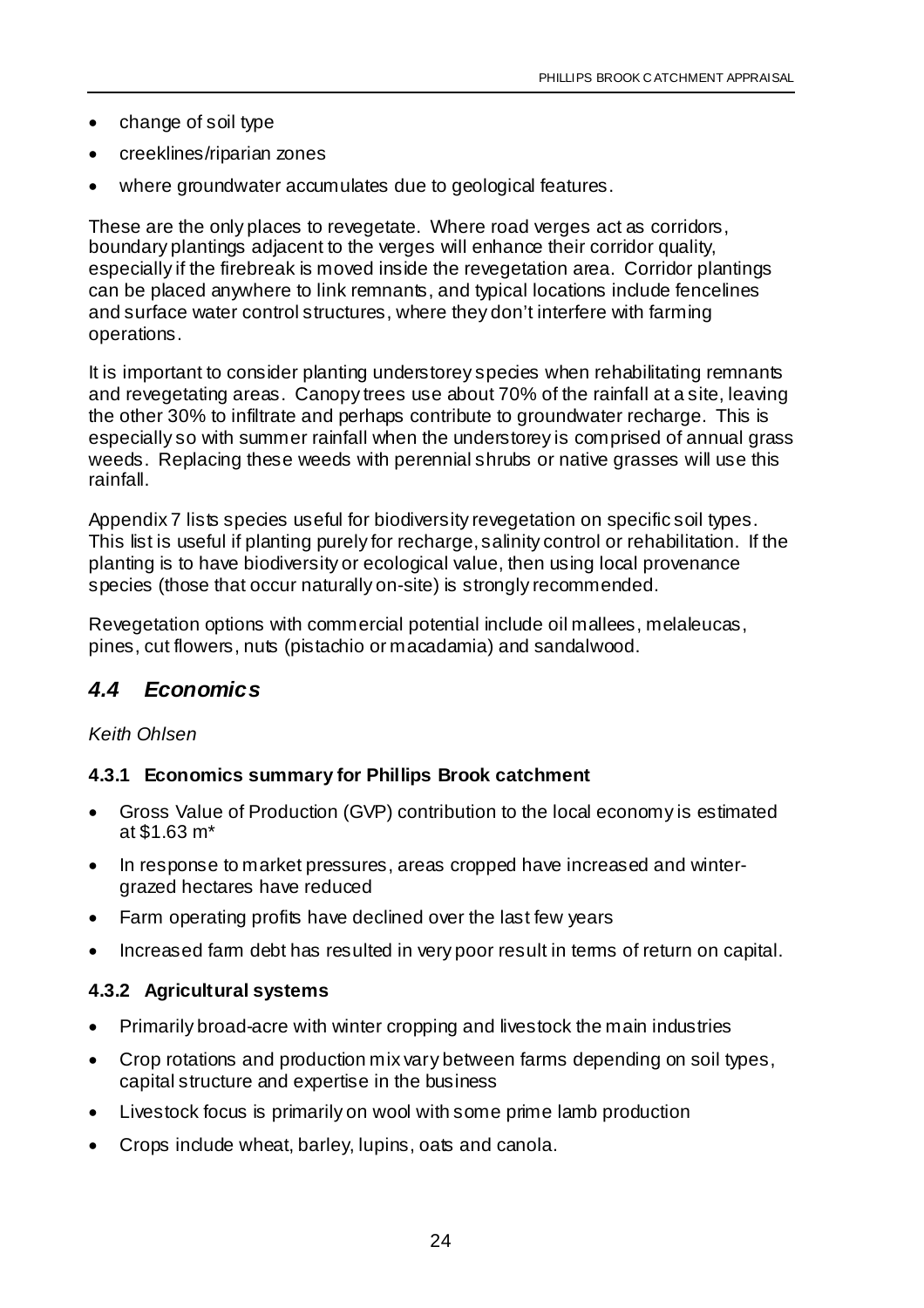- change of soil type
- creeklines/riparian zones
- where groundwater accumulates due to geological features.

These are the only places to revegetate. Where road verges act as corridors, boundary plantings adjacent to the verges will enhance their corridor quality, especially if the firebreak is moved inside the revegetation area. Corridor plantings can be placed anywhere to link remnants, and typical locations include fencelines and surface water control structures, where they don't interfere with farming operations.

It is important to consider planting understorey species when rehabilitating remnants and revegetating areas. Canopy trees use about 70% of the rainfall at a site, leaving the other 30% to infiltrate and perhaps contribute to groundwater recharge. This is especially so with summer rainfall when the understorey is comprised of annual grass weeds. Replacing these weeds with perennial shrubs or native grasses will use this rainfall.

Appendix 7 lists species useful for biodiversity revegetation on specific soil types. This list is useful if planting purely for recharge, salinity control or rehabilitation. If the planting is to have biodiversity or ecological value, then using local provenance species (those that occur naturally on-site) is strongly recommended.

Revegetation options with commercial potential include oil mallees, melaleucas, pines, cut flowers, nuts (pistachio or macadamia) and sandalwood.

## *4.4 Economics*

*Keith Ohlsen*

### 4.3.1 Economics summary for Phillips Brook catchment

- Gross Value of Production (GVP) contribution to the local economy is estimated at $1.63 m*
- In response to market pressures, areas cropped have increased and winter-grazed hectares have reduced
- Farm operating profits have declined over the last few years
- Increased farm debt has resulted in very poor result in terms of return on capital.

### 4.3.2 Agricultural systems

- Primarily broad-acre with winter cropping and livestock the main industries
- Crop rotations and production mix vary between farms depending on soil types, capital structure and expertise in the business
- Livestock focus is primarily on wool with some prime lamb production
- Crops include wheat, barley, lupins, oats and canola.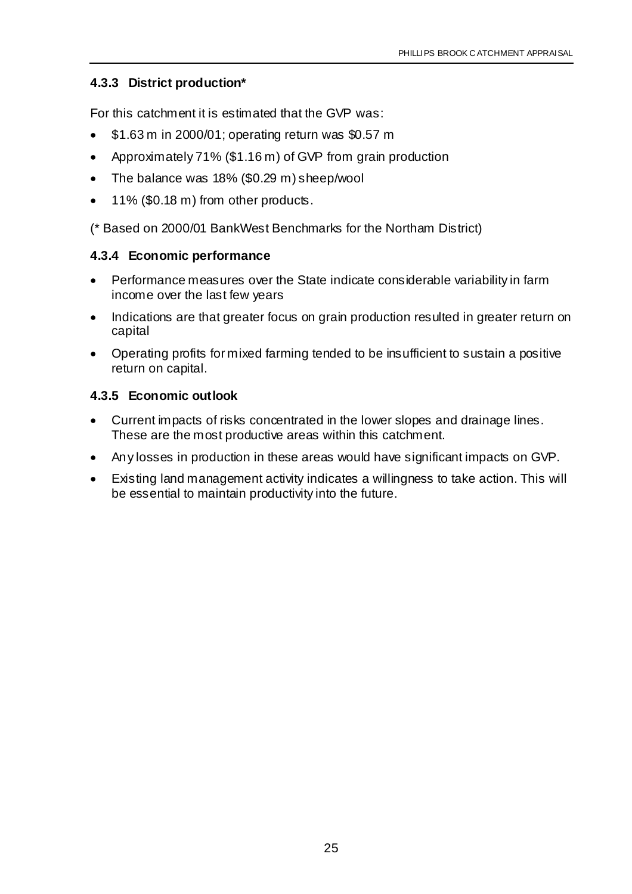### 4.3.3 District production*

For this catchment it is estimated that the GVP was:

- $1.63 m in 2000/01; operating return was $0.57 m
- Approximately 71% ($1.16 m) of GVP from grain production
- The balance was 18% ($0.29 m) sheep/wool
- 11% ($0.18 m) from other products.

(* Based on 2000/01 BankWest Benchmarks for the Northam District)

### 4.3.4 Economic performance

- Performance measures over the State indicate considerable variability in farm income over the last few years
- Indications are that greater focus on grain production resulted in greater return on capital
- Operating profits for mixed farming tended to be insufficient to sustain a positive return on capital.

### 4.3.5 Economic outlook

- Current impacts of risks concentrated in the lower slopes and drainage lines. These are the most productive areas within this catchment.
- Any losses in production in these areas would have significant impacts on GVP.
- Existing land management activity indicates a willingness to take action. This will be essential to maintain productivity into the future.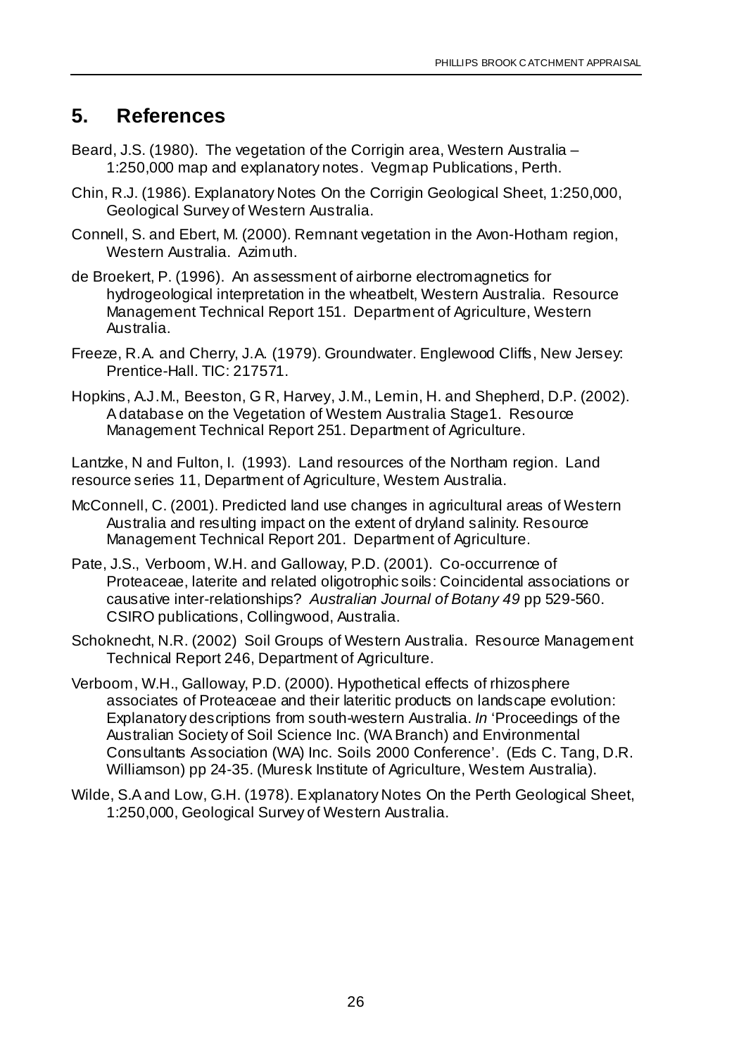## 5. References

Beard, J.S. (1980). The vegetation of the Corrigin area, Western Australia – 1:250,000 map and explanatory notes. Vegmap Publications, Perth.

Chin, R.J. (1986). Explanatory Notes On the Corrigin Geological Sheet, 1:250,000, Geological Survey of Western Australia.

Connell, S. and Ebert, M. (2000). Remnant vegetation in the Avon-Hotham region, Western Australia. Azimuth.

de Broekert, P. (1996). An assessment of airborne electromagnetics for hydrogeological interpretation in the wheatbelt, Western Australia. Resource Management Technical Report 151. Department of Agriculture, Western Australia.

Freeze, R.A. and Cherry, J.A. (1979). Groundwater. Englewood Cliffs, New Jersey: Prentice-Hall. TIC: 217571.

Hopkins, A.J.M., Beeston, G R, Harvey, J.M., Lemin, H. and Shepherd, D.P. (2002). A database on the Vegetation of Western Australia Stage1. Resource Management Technical Report 251. Department of Agriculture.

Lantzke, N and Fulton, I. (1993). Land resources of the Northam region. Land resource series 11, Department of Agriculture, Western Australia.

McConnell, C. (2001). Predicted land use changes in agricultural areas of Western Australia and resulting impact on the extent of dryland salinity. Resource Management Technical Report 201. Department of Agriculture.

Pate, J.S., Verboom, W.H. and Galloway, P.D. (2001). Co-occurrence of Proteaceae, laterite and related oligotrophic soils: Coincidental associations or causative inter-relationships? *Australian Journal of Botany 49* pp 529-560. CSIRO publications, Collingwood, Australia.

Schoknecht, N.R. (2002) Soil Groups of Western Australia. Resource Management Technical Report 246, Department of Agriculture.

Verboom, W.H., Galloway, P.D. (2000). Hypothetical effects of rhizosphere associates of Proteaceae and their lateritic products on landscape evolution: Explanatory descriptions from south-western Australia. *In* 'Proceedings of the Australian Society of Soil Science Inc. (WA Branch) and Environmental Consultants Association (WA) Inc. Soils 2000 Conference'. (Eds C. Tang, D.R. Williamson) pp 24-35. (Muresk Institute of Agriculture, Western Australia).

Wilde, S.A and Low, G.H. (1978). Explanatory Notes On the Perth Geological Sheet, 1:250,000, Geological Survey of Western Australia.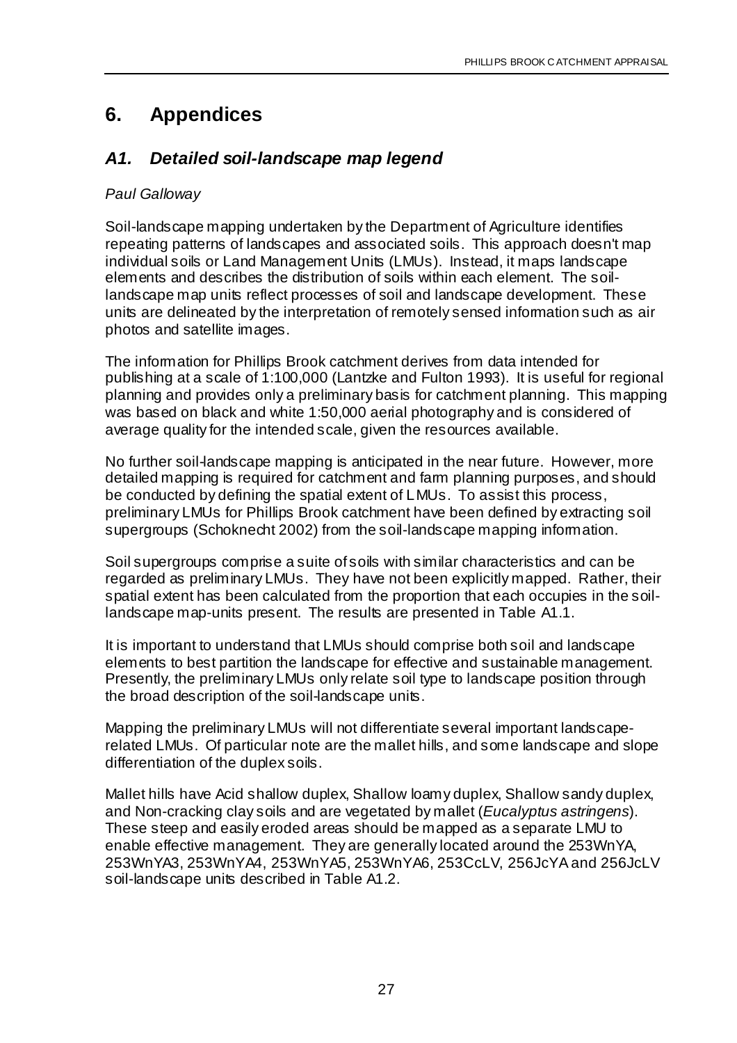# 6. Appendices

## *A1. Detailed soil-landscape map legend*

*Paul Galloway*

Soil-landscape mapping undertaken by the Department of Agriculture identifies repeating patterns of landscapes and associated soils. This approach doesn't map individual soils or Land Management Units (LMUs). Instead, it maps landscape elements and describes the distribution of soils within each element. The soil-landscape map units reflect processes of soil and landscape development. These units are delineated by the interpretation of remotely sensed information such as air photos and satellite images.

The information for Phillips Brook catchment derives from data intended for publishing at a scale of 1:100,000 (Lantzke and Fulton 1993). It is useful for regional planning and provides only a preliminary basis for catchment planning. This mapping was based on black and white 1:50,000 aerial photography and is considered of average quality for the intended scale, given the resources available.

No further soil-landscape mapping is anticipated in the near future. However, more detailed mapping is required for catchment and farm planning purposes, and should be conducted by defining the spatial extent of LMUs. To assist this process, preliminary LMUs for Phillips Brook catchment have been defined by extracting soil supergroups (Schoknecht 2002) from the soil-landscape mapping information.

Soil supergroups comprise a suite of soils with similar characteristics and can be regarded as preliminary LMUs. They have not been explicitly mapped. Rather, their spatial extent has been calculated from the proportion that each occupies in the soil-landscape map-units present. The results are presented in Table A1.1.

It is important to understand that LMUs should comprise both soil and landscape elements to best partition the landscape for effective and sustainable management. Presently, the preliminary LMUs only relate soil type to landscape position through the broad description of the soil-landscape units.

Mapping the preliminary LMUs will not differentiate several important landscape-related LMUs. Of particular note are the mallet hills, and some landscape and slope differentiation of the duplex soils.

Mallet hills have Acid shallow duplex, Shallow loamy duplex, Shallow sandy duplex, and Non-cracking clay soils and are vegetated by mallet (*Eucalyptus astringens*). These steep and easily eroded areas should be mapped as a separate LMU to enable effective management. They are generally located around the 253WnYA, 253WnYA3, 253WnYA4, 253WnYA5, 253WnYA6, 253CcLV, 256JcYA and 256JcLV soil-landscape units described in Table A1.2.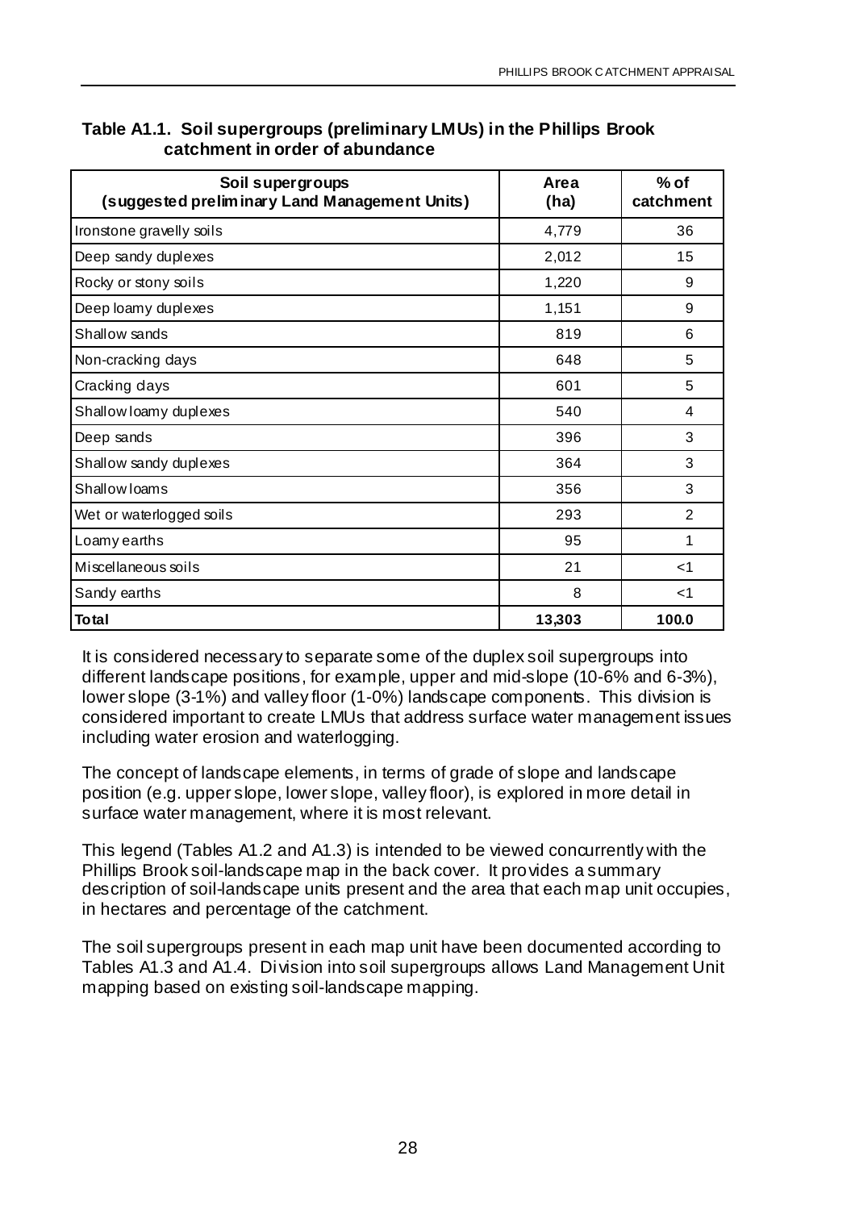**Table A1.1. Soil supergroups (preliminary LMUs) in the Phillips Brook catchment in order of abundance**

| Soil supergroups (suggested preliminary Land Management Units) | Area (ha) | % of catchment |
|---|---|---|
| Ironstone gravelly soils | 4,779 | 36 |
| Deep sandy duplexes | 2,012 | 15 |
| Rocky or stony soils | 1,220 | 9 |
| Deep loamy duplexes | 1,151 | 9 |
| Shallow sands | 819 | 6 |
| Non-cracking clays | 648 | 5 |
| Cracking clays | 601 | 5 |
| Shallow loamy duplexes | 540 | 4 |
| Deep sands | 396 | 3 |
| Shallow sandy duplexes | 364 | 3 |
| Shallow loams | 356 | 3 |
| Wet or waterlogged soils | 293 | 2 |
| Loamy earths | 95 | 1 |
| Miscellaneous soils | 21 | <1 |
| Sandy earths | 8 | <1 |
| **Total** | **13,303** | **100.0** |

It is considered necessary to separate some of the duplex soil supergroups into different landscape positions, for example, upper and mid-slope (10-6% and 6-3%), lower slope (3-1%) and valley floor (1-0%) landscape components. This division is considered important to create LMUs that address surface water management issues including water erosion and waterlogging.

The concept of landscape elements, in terms of grade of slope and landscape position (e.g. upper slope, lower slope, valley floor), is explored in more detail in surface water management, where it is most relevant.

This legend (Tables A1.2 and A1.3) is intended to be viewed concurrently with the Phillips Brook soil-landscape map in the back cover. It provides a summary description of soil-landscape units present and the area that each map unit occupies, in hectares and percentage of the catchment.

The soil supergroups present in each map unit have been documented according to Tables A1.3 and A1.4. Division into soil supergroups allows Land Management Unit mapping based on existing soil-landscape mapping.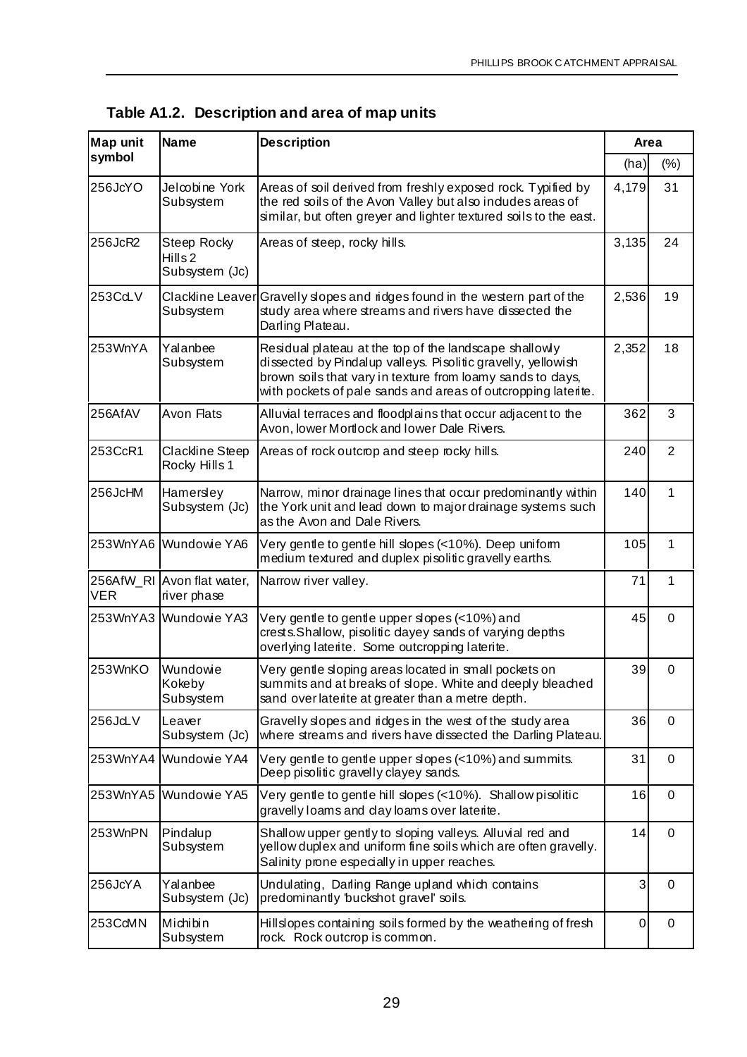**Table A1.2. Description and area of map units**

| Map unit symbol | Name | Description | Area | |
|---|---|---|---|---|
| | | | (ha) | (%) |
| 256JcYO | Jelcobine York Subsystem | Areas of soil derived from freshly exposed rock. Typified by the red soils of the Avon Valley but also includes areas of similar, but often greyer and lighter textured soils to the east. | 4,179 | 31 |
| 256JcR2 | Steep Rocky Hills 2 Subsystem (Jc) | Areas of steep, rocky hills. | 3,135 | 24 |
| 253CcLV | Clackline Leaver Subsystem | Gravelly slopes and ridges found in the western part of the study area where streams and rivers have dissected the Darling Plateau. | 2,536 | 19 |
| 253WnYA | Yalanbee Subsystem | Residual plateau at the top of the landscape shallowly dissected by Pindalup valleys. Pisolitic gravelly, yellowish brown soils that vary in texture from loamy sands to clays, with pockets of pale sands and areas of outcropping laterite. | 2,352 | 18 |
| 256AfAV | Avon Flats | Alluvial terraces and floodplains that occur adjacent to the Avon, lower Mortlock and lower Dale Rivers. | 362 | 3 |
| 253CcR1 | Clackline Steep Rocky Hills 1 | Areas of rock outcrop and steep rocky hills. | 240 | 2 |
| 256JcHM | Hamersley Subsystem (Jc) | Narrow, minor drainage lines that occur predominantly within the York unit and lead down to major drainage systems such as the Avon and Dale Rivers. | 140 | 1 |
| 253WnYA6 | Wundowie YA6 | Very gentle to gentle hill slopes (<10%). Deep uniform medium textured and duplex pisolitic gravelly earths. | 105 | 1 |
| 256AfW_RIVER | Avon flat water, river phase | Narrow river valley. | 71 | 1 |
| 253WnYA3 | Wundowie YA3 | Very gentle to gentle upper slopes (<10%) and crests.Shallow, pisolitic clayey sands of varying depths overlying laterite. Some outcropping laterite. | 45 | 0 |
| 253WnKO | Wundowie Kokeby Subsystem | Very gentle sloping areas located in small pockets on summits and at breaks of slope. White and deeply bleached sand over laterite at greater than a metre depth. | 39 | 0 |
| 256JcLV | Leaver Subsystem (Jc) | Gravelly slopes and ridges in the west of the study area where streams and rivers have dissected the Darling Plateau. | 36 | 0 |
| 253WnYA4 | Wundowie YA4 | Very gentle to gentle upper slopes (<10%) and summits. Deep pisolitic gravelly clayey sands. | 31 | 0 |
| 253WnYA5 | Wundowie YA5 | Very gentle to gentle hill slopes (<10%). Shallow pisolitic gravelly loams and clay loams over laterite. | 16 | 0 |
| 253WnPN | Pindalup Subsystem | Shallow upper gently to sloping valleys. Alluvial red and yellow duplex and uniform fine soils which are often gravelly. Salinity prone especially in upper reaches. | 14 | 0 |
| 256JcYA | Yalanbee Subsystem (Jc) | Undulating, Darling Range upland which contains predominantly 'buckshot gravel' soils. | 3 | 0 |
| 253CcMN | Michibin Subsystem | Hillslopes containing soils formed by the weathering of fresh rock. Rock outcrop is common. | 0 | 0 |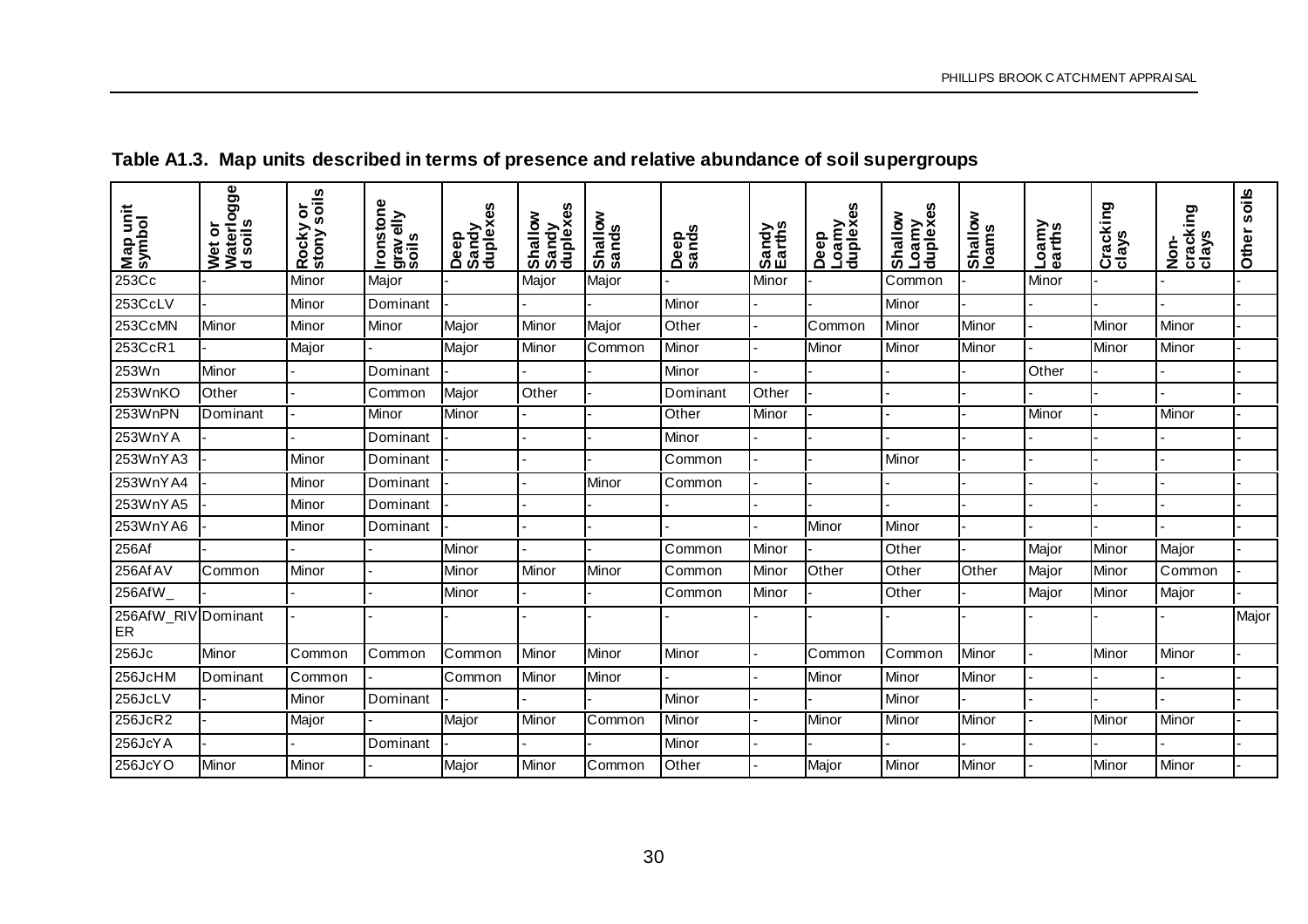## Table A1.3. Map units described in terms of presence and relative abundance of soil supergroups

| Map unit symbol | Wet or Waterlogged soils | Rocky or stony soils | Ironstone gravelly soils | Deep Sandy duplexes | Shallow Sandy duplexes | Shallow sands | Deep sands | Sandy Earths | Deep Loamy duplexes | Shallow Loamy duplexes | Shallow loams | Loamy earths | Cracking clays | Non-cracking clays | Other soils |
|---|---|---|---|---|---|---|---|---|---|---|---|---|---|---|---|
| 253Cc | - | Minor | Major | - | Major | Major | - | Minor | - | Common | - | Minor | - | - | - |
| 253CcLV | - | Minor | Dominant | - | - | - | Minor | - | - | Minor | - | - | - | - | - |
| 253CcMN | Minor | Minor | Minor | Major | Minor | Major | Other | - | Common | Minor | Minor | - | Minor | Minor | - |
| 253CcR1 | - | Major | - | Major | Minor | Common | Minor | - | Minor | Minor | Minor | - | Minor | Minor | - |
| 253Wn | Minor | - | Dominant | - | - | - | Minor | - | - | - | - | Other | - | - | - |
| 253WnKO | Other | - | Common | Major | Other | - | Dominant | Other | - | - | - | - | - | - | - |
| 253WnPN | Dominant | - | Minor | Minor | - | - | Other | Minor | - | - | - | Minor | - | Minor | - |
| 253WnYA | - | - | Dominant | - | - | - | Minor | - | - | - | - | - | - | - | - |
| 253WnYA3 | - | Minor | Dominant | - | - | - | Common | - | - | Minor | - | - | - | - | - |
| 253WnYA4 | - | Minor | Dominant | - | - | Minor | Common | - | - | - | - | - | - | - | - |
| 253WnYA5 | - | Minor | Dominant | - | - | - | - | - | - | - | - | - | - | - | - |
| 253WnYA6 | - | Minor | Dominant | - | - | - | - | - | Minor | Minor | - | - | - | - | - |
| 256Af | - | - | - | Minor | - | - | Common | Minor | - | Other | - | Major | Minor | Major | - |
| 256AfAV | Common | Minor | - | Minor | Minor | Minor | Common | Minor | Other | Other | Other | Major | Minor | Common | - |
| 256AfW_ | - | - | - | Minor | - | - | Common | Minor | - | Other | - | Major | Minor | Major | - |
| 256AfW_RIVER | Dominant | - | - | - | - | - | - | - | - | - | - | - | - | - | Major |
| 256Jc | Minor | Common | Common | Common | Minor | Minor | Minor | - | Common | Common | Minor | - | Minor | Minor | - |
| 256JcHM | Dominant | Common | - | Common | Minor | Minor | - | - | Minor | Minor | Minor | - | - | - | - |
| 256JcLV | - | Minor | Dominant | - | - | - | Minor | - | - | Minor | - | - | - | - | - |
| 256JcR2 | - | Major | - | Major | Minor | Common | Minor | - | Minor | Minor | Minor | - | Minor | Minor | - |
| 256JcYA | - | - | Dominant | - | - | - | Minor | - | - | - | - | - | - | - | - |
| 256JcYO | Minor | Minor | - | Major | Minor | Common | Other | - | Major | Minor | Minor | - | Minor | Minor | - |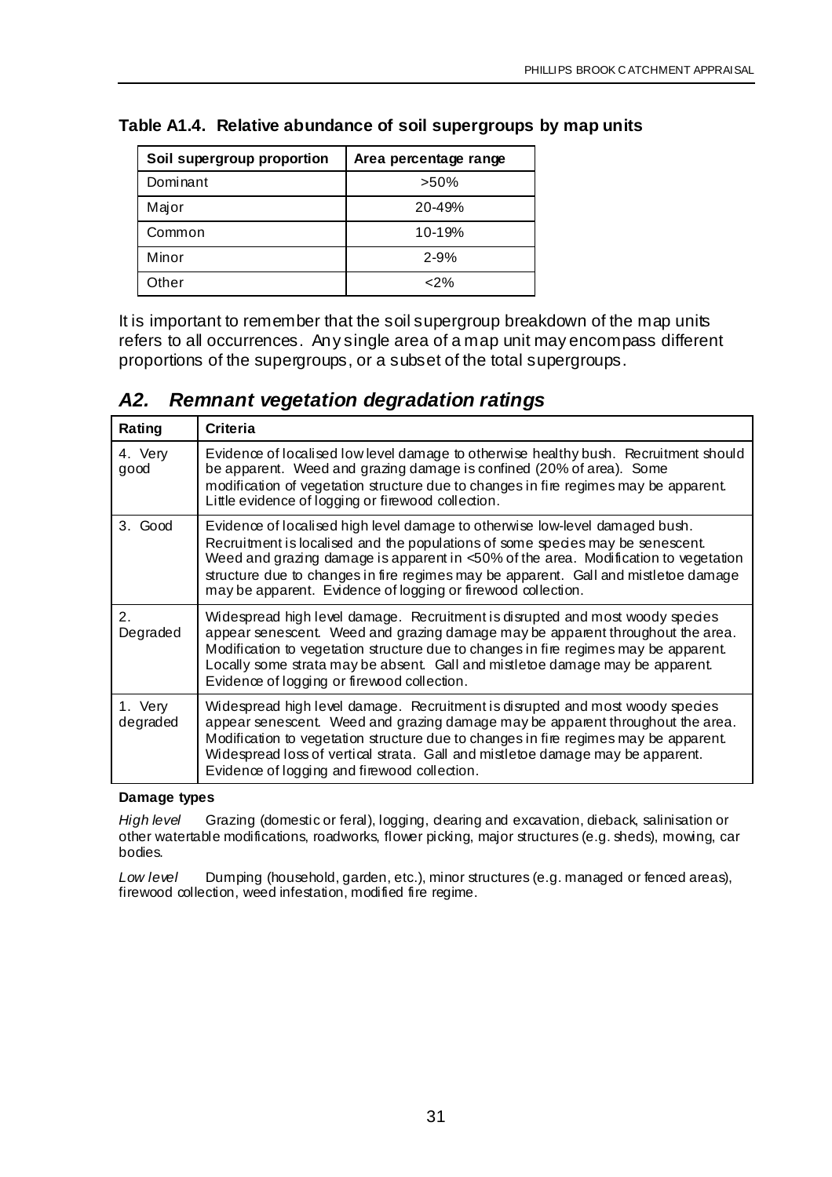**Table A1.4. Relative abundance of soil supergroups by map units**

| Soil supergroup proportion | Area percentage range |
|---|---|
| Dominant | >50% |
| Major | 20-49% |
| Common | 10-19% |
| Minor | 2-9% |
| Other | <2% |

It is important to remember that the soil supergroup breakdown of the map units refers to all occurrences. Any single area of a map unit may encompass different proportions of the supergroups, or a subset of the total supergroups.

## *A2. Remnant vegetation degradation ratings*

| Rating | Criteria |
|---|---|
| 4. Very good | Evidence of localised low level damage to otherwise healthy bush. Recruitment should be apparent. Weed and grazing damage is confined (20% of area). Some modification of vegetation structure due to changes in fire regimes may be apparent. Little evidence of logging or firewood collection. |
| 3. Good | Evidence of localised high level damage to otherwise low-level damaged bush. Recruitment is localised and the populations of some species may be senescent. Weed and grazing damage is apparent in <50% of the area. Modification to vegetation structure due to changes in fire regimes may be apparent. Gall and mistletoe damage may be apparent. Evidence of logging or firewood collection. |
| 2. Degraded | Widespread high level damage. Recruitment is disrupted and most woody species appear senescent. Weed and grazing damage may be apparent throughout the area. Modification to vegetation structure due to changes in fire regimes may be apparent. Locally some strata may be absent. Gall and mistletoe damage may be apparent. Evidence of logging or firewood collection. |
| 1. Very degraded | Widespread high level damage. Recruitment is disrupted and most woody species appear senescent. Weed and grazing damage may be apparent throughout the area. Modification to vegetation structure due to changes in fire regimes may be apparent. Widespread loss of vertical strata. Gall and mistletoe damage may be apparent. Evidence of logging and firewood collection. |

**Damage types**

*High level* Grazing (domestic or feral), logging, clearing and excavation, dieback, salinisation or other watertable modifications, roadworks, flower picking, major structures (e.g. sheds), mowing, car bodies.

*Low level* Dumping (household, garden, etc.), minor structures (e.g. managed or fenced areas), firewood collection, weed infestation, modified fire regime.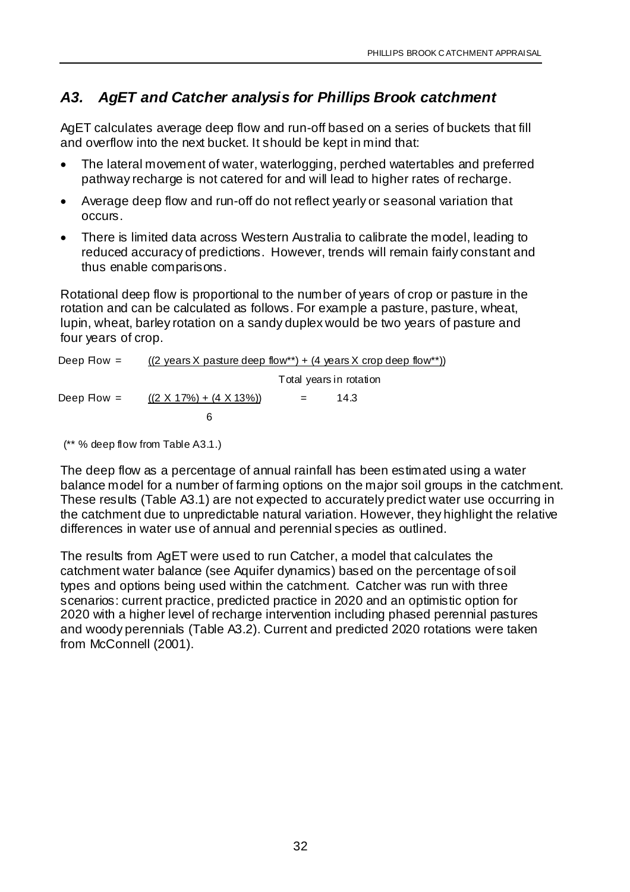## *A3. AgET and Catcher analysis for Phillips Brook catchment*

AgET calculates average deep flow and run-off based on a series of buckets that fill and overflow into the next bucket. It should be kept in mind that:

- The lateral movement of water, waterlogging, perched watertables and preferred pathway recharge is not catered for and will lead to higher rates of recharge.
- Average deep flow and run-off do not reflect yearly or seasonal variation that occurs.
- There is limited data across Western Australia to calibrate the model, leading to reduced accuracy of predictions. However, trends will remain fairly constant and thus enable comparisons.

Rotational deep flow is proportional to the number of years of crop or pasture in the rotation and can be calculated as follows. For example a pasture, pasture, wheat, lupin, wheat, barley rotation on a sandy duplex would be two years of pasture and four years of crop.

$$\text{Deep Flow} = \frac{((2 \text{ years X pasture deep flow}^{**}) + (4 \text{ years X crop deep flow}^{**}))}{\text{Total years in rotation}}$$

$$\text{Deep Flow} = \frac{((2 \text{ X } 17\%) + (4 \text{ X } 13\%))}{6} = 14.3$$

(** % deep flow from Table A3.1.)

The deep flow as a percentage of annual rainfall has been estimated using a water balance model for a number of farming options on the major soil groups in the catchment. These results (Table A3.1) are not expected to accurately predict water use occurring in the catchment due to unpredictable natural variation. However, they highlight the relative differences in water use of annual and perennial species as outlined.

The results from AgET were used to run Catcher, a model that calculates the catchment water balance (see Aquifer dynamics) based on the percentage of soil types and options being used within the catchment. Catcher was run with three scenarios: current practice, predicted practice in 2020 and an optimistic option for 2020 with a higher level of recharge intervention including phased perennial pastures and woody perennials (Table A3.2). Current and predicted 2020 rotations were taken from McConnell (2001).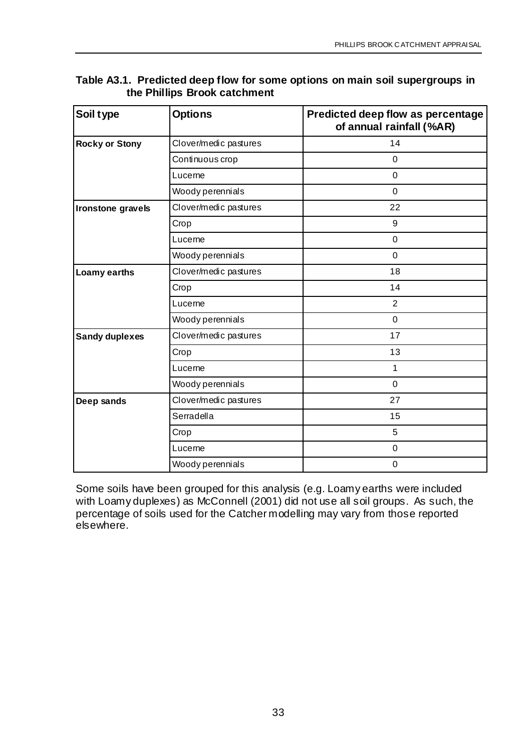**Table A3.1. Predicted deep flow for some options on main soil supergroups in the Phillips Brook catchment**

| Soil type | Options | Predicted deep flow as percentage of annual rainfall (%AR) |
|---|---|---|
| **Rocky or Stony** | Clover/medic pastures | 14 |
| | Continuous crop | 0 |
| | Lucerne | 0 |
| | Woody perennials | 0 |
| **Ironstone gravels** | Clover/medic pastures | 22 |
| | Crop | 9 |
| | Lucerne | 0 |
| | Woody perennials | 0 |
| **Loamy earths** | Clover/medic pastures | 18 |
| | Crop | 14 |
| | Lucerne | 2 |
| | Woody perennials | 0 |
| **Sandy duplexes** | Clover/medic pastures | 17 |
| | Crop | 13 |
| | Lucerne | 1 |
| | Woody perennials | 0 |
| **Deep sands** | Clover/medic pastures | 27 |
| | Serradella | 15 |
| | Crop | 5 |
| | Lucerne | 0 |
| | Woody perennials | 0 |

Some soils have been grouped for this analysis (e.g. Loamy earths were included with Loamy duplexes) as McConnell (2001) did not use all soil groups. As such, the percentage of soils used for the Catcher modelling may vary from those reported elsewhere.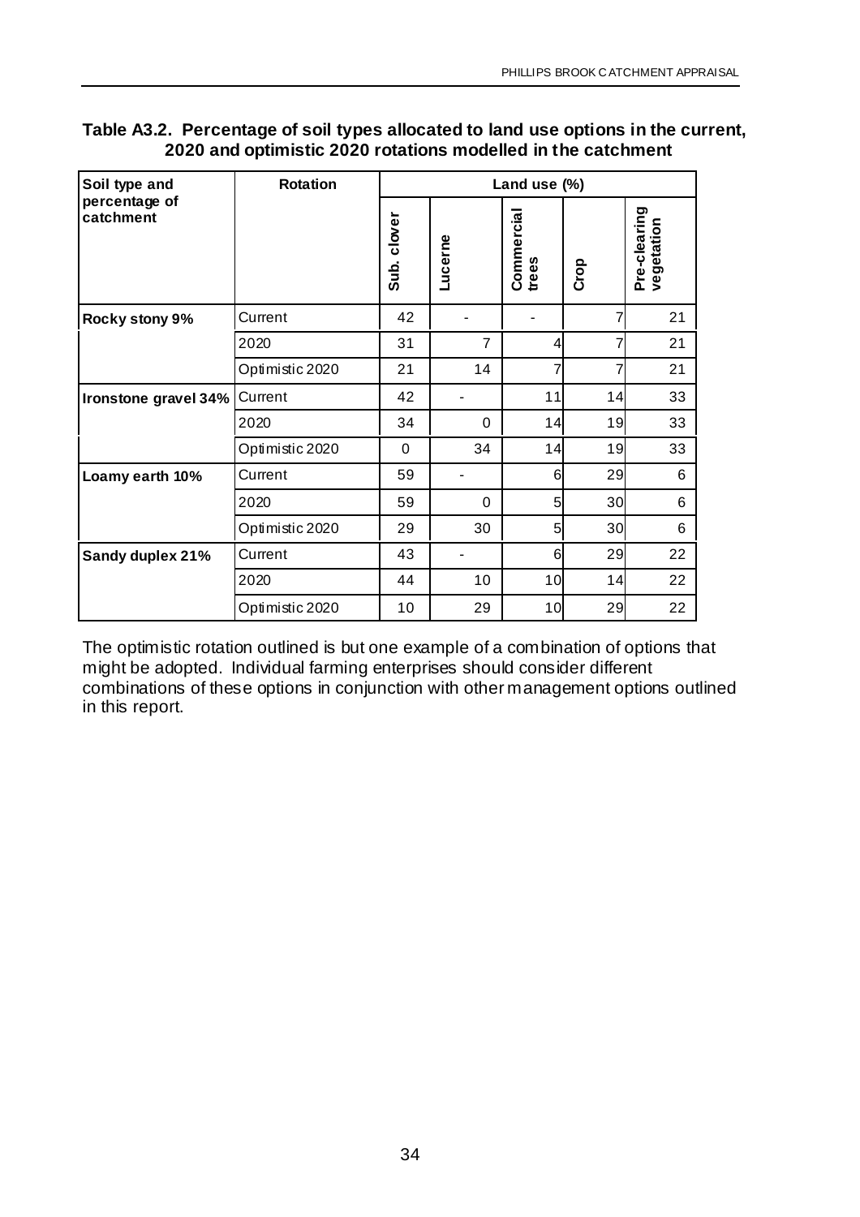**Table A3.2. Percentage of soil types allocated to land use options in the current, 2020 and optimistic 2020 rotations modelled in the catchment**

| Soil type and percentage of catchment | Rotation | Land use (%) | | | | |
|---|---|---|---|---|---|---|
| | | Sub. clover | Lucerne | Commercial trees | Crop | Pre-clearing vegetation |
| **Rocky stony 9%** | Current | 42 | - | - | 7 | 21 |
| | 2020 | 31 | 7 | 4 | 7 | 21 |
| | Optimistic 2020 | 21 | 14 | 7 | 7 | 21 |
| **Ironstone gravel 34%** | Current | 42 | - | 11 | 14 | 33 |
| | 2020 | 34 | 0 | 14 | 19 | 33 |
| | Optimistic 2020 | 0 | 34 | 14 | 19 | 33 |
| **Loamy earth 10%** | Current | 59 | - | 6 | 29 | 6 |
| | 2020 | 59 | 0 | 5 | 30 | 6 |
| | Optimistic 2020 | 29 | 30 | 5 | 30 | 6 |
| **Sandy duplex 21%** | Current | 43 | - | 6 | 29 | 22 |
| | 2020 | 44 | 10 | 10 | 14 | 22 |
| | Optimistic 2020 | 10 | 29 | 10 | 29 | 22 |

The optimistic rotation outlined is but one example of a combination of options that might be adopted. Individual farming enterprises should consider different combinations of these options in conjunction with other management options outlined in this report.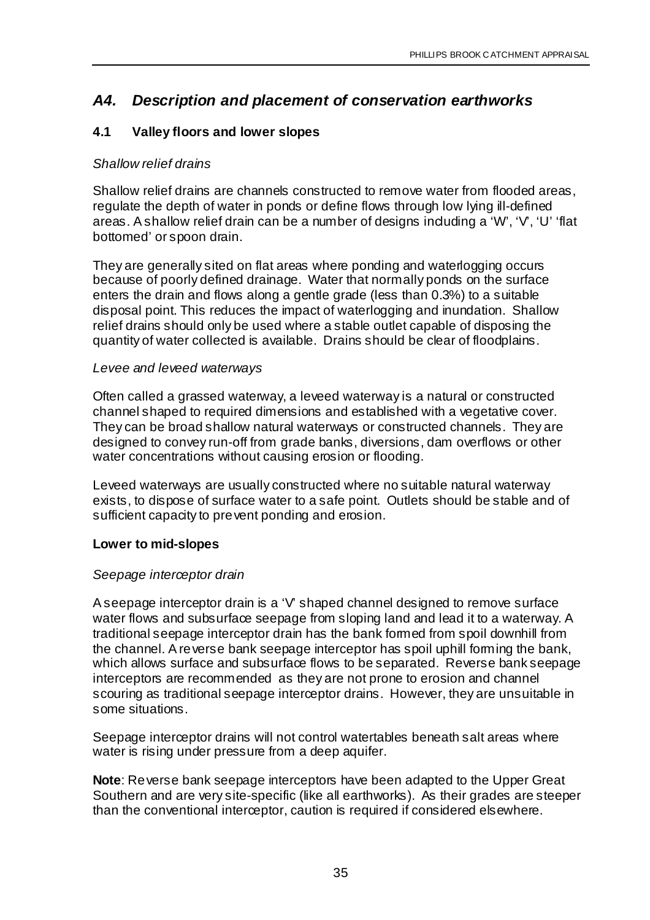## *A4. Description and placement of conservation earthworks*

### 4.1 Valley floors and lower slopes

*Shallow relief drains*

Shallow relief drains are channels constructed to remove water from flooded areas, regulate the depth of water in ponds or define flows through low lying ill-defined areas. A shallow relief drain can be a number of designs including a 'W', 'V', 'U' 'flat bottomed' or spoon drain.

They are generally sited on flat areas where ponding and waterlogging occurs because of poorly defined drainage. Water that normally ponds on the surface enters the drain and flows along a gentle grade (less than 0.3%) to a suitable disposal point. This reduces the impact of waterlogging and inundation. Shallow relief drains should only be used where a stable outlet capable of disposing the quantity of water collected is available. Drains should be clear of floodplains.

*Levee and leveed waterways*

Often called a grassed waterway, a leveed waterway is a natural or constructed channel shaped to required dimensions and established with a vegetative cover. They can be broad shallow natural waterways or constructed channels. They are designed to convey run-off from grade banks, diversions, dam overflows or other water concentrations without causing erosion or flooding.

Leveed waterways are usually constructed where no suitable natural waterway exists, to dispose of surface water to a safe point. Outlets should be stable and of sufficient capacity to prevent ponding and erosion.

**Lower to mid-slopes**

*Seepage interceptor drain*

A seepage interceptor drain is a 'V' shaped channel designed to remove surface water flows and subsurface seepage from sloping land and lead it to a waterway. A traditional seepage interceptor drain has the bank formed from spoil downhill from the channel. A reverse bank seepage interceptor has spoil uphill forming the bank, which allows surface and subsurface flows to be separated. Reverse bank seepage interceptors are recommended as they are not prone to erosion and channel scouring as traditional seepage interceptor drains. However, they are unsuitable in some situations.

Seepage interceptor drains will not control watertables beneath salt areas where water is rising under pressure from a deep aquifer.

**Note**: Reverse bank seepage interceptors have been adapted to the Upper Great Southern and are very site-specific (like all earthworks). As their grades are steeper than the conventional interceptor, caution is required if considered elsewhere.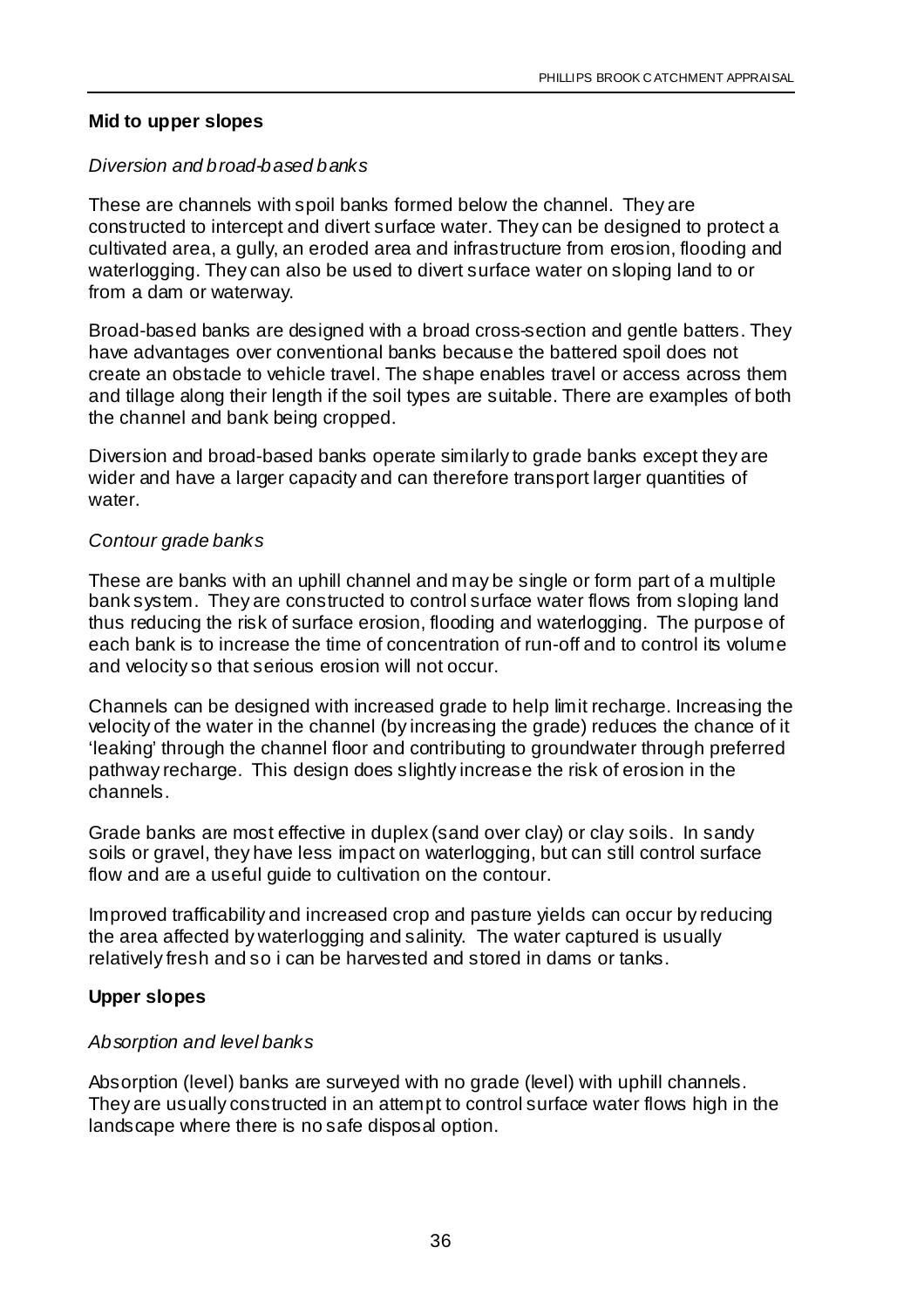## Mid to upper slopes

### *Diversion and broad-based banks*

These are channels with spoil banks formed below the channel. They are constructed to intercept and divert surface water. They can be designed to protect a cultivated area, a gully, an eroded area and infrastructure from erosion, flooding and waterlogging. They can also be used to divert surface water on sloping land to or from a dam or waterway.

Broad-based banks are designed with a broad cross-section and gentle batters. They have advantages over conventional banks because the battered spoil does not create an obstacle to vehicle travel. The shape enables travel or access across them and tillage along their length if the soil types are suitable. There are examples of both the channel and bank being cropped.

Diversion and broad-based banks operate similarly to grade banks except they are wider and have a larger capacity and can therefore transport larger quantities of water.

### *Contour grade banks*

These are banks with an uphill channel and may be single or form part of a multiple bank system. They are constructed to control surface water flows from sloping land thus reducing the risk of surface erosion, flooding and waterlogging. The purpose of each bank is to increase the time of concentration of run-off and to control its volume and velocity so that serious erosion will not occur.

Channels can be designed with increased grade to help limit recharge. Increasing the velocity of the water in the channel (by increasing the grade) reduces the chance of it 'leaking' through the channel floor and contributing to groundwater through preferred pathway recharge. This design does slightly increase the risk of erosion in the channels.

Grade banks are most effective in duplex (sand over clay) or clay soils. In sandy soils or gravel, they have less impact on waterlogging, but can still control surface flow and are a useful guide to cultivation on the contour.

Improved trafficability and increased crop and pasture yields can occur by reducing the area affected by waterlogging and salinity. The water captured is usually relatively fresh and so i can be harvested and stored in dams or tanks.

## Upper slopes

### *Absorption and level banks*

Absorption (level) banks are surveyed with no grade (level) with uphill channels. They are usually constructed in an attempt to control surface water flows high in the landscape where there is no safe disposal option.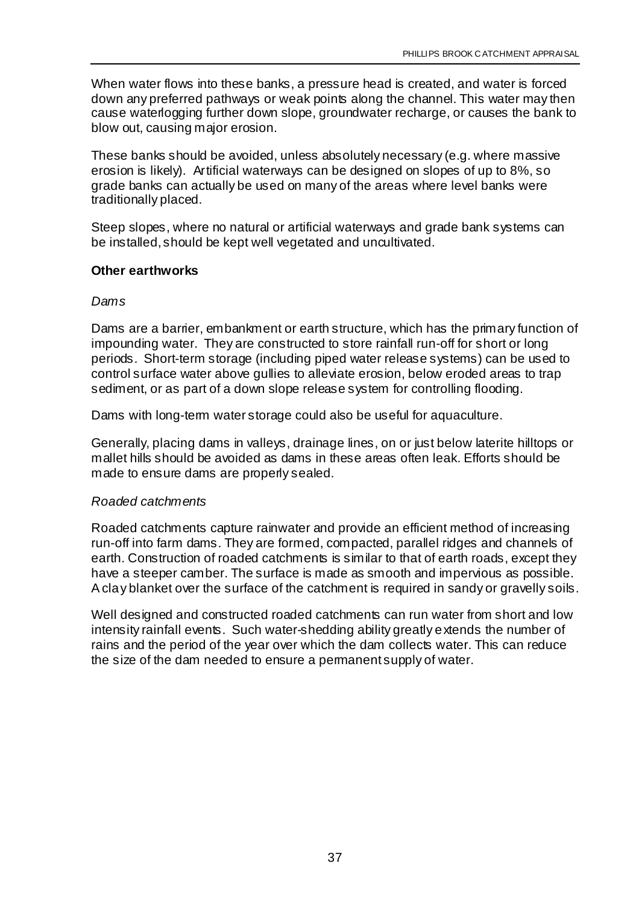When water flows into these banks, a pressure head is created, and water is forced down any preferred pathways or weak points along the channel. This water may then cause waterlogging further down slope, groundwater recharge, or causes the bank to blow out, causing major erosion.

These banks should be avoided, unless absolutely necessary (e.g. where massive erosion is likely). Artificial waterways can be designed on slopes of up to 8%, so grade banks can actually be used on many of the areas where level banks were traditionally placed.

Steep slopes, where no natural or artificial waterways and grade bank systems can be installed, should be kept well vegetated and uncultivated.

**Other earthworks**

*Dams*

Dams are a barrier, embankment or earth structure, which has the primary function of impounding water. They are constructed to store rainfall run-off for short or long periods. Short-term storage (including piped water release systems) can be used to control surface water above gullies to alleviate erosion, below eroded areas to trap sediment, or as part of a down slope release system for controlling flooding.

Dams with long-term water storage could also be useful for aquaculture.

Generally, placing dams in valleys, drainage lines, on or just below laterite hilltops or mallet hills should be avoided as dams in these areas often leak. Efforts should be made to ensure dams are properly sealed.

*Roaded catchments*

Roaded catchments capture rainwater and provide an efficient method of increasing run-off into farm dams. They are formed, compacted, parallel ridges and channels of earth. Construction of roaded catchments is similar to that of earth roads, except they have a steeper camber. The surface is made as smooth and impervious as possible. A clay blanket over the surface of the catchment is required in sandy or gravelly soils.

Well designed and constructed roaded catchments can run water from short and low intensity rainfall events. Such water-shedding ability greatly extends the number of rains and the period of the year over which the dam collects water. This can reduce the size of the dam needed to ensure a permanent supply of water.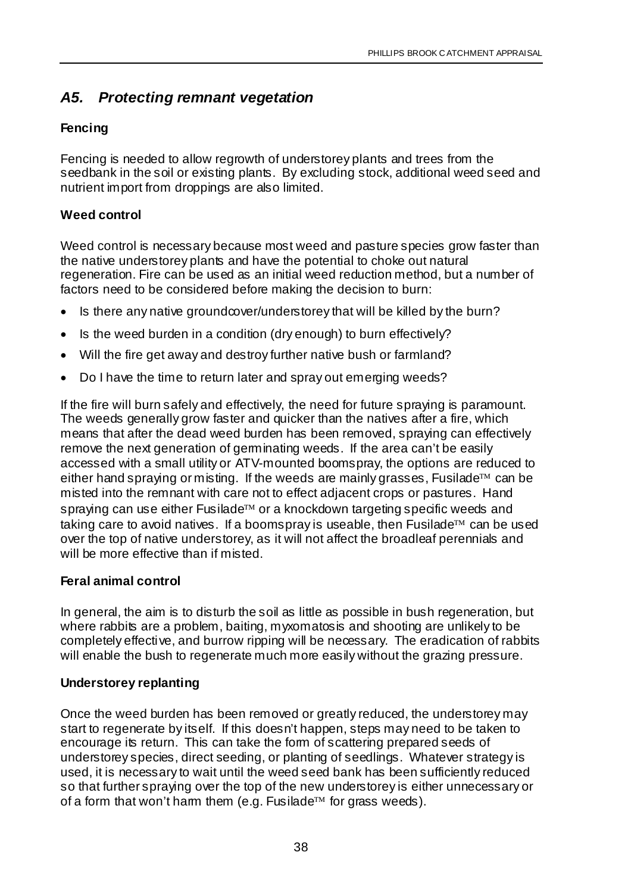## *A5. Protecting remnant vegetation*

### Fencing

Fencing is needed to allow regrowth of understorey plants and trees from the seedbank in the soil or existing plants. By excluding stock, additional weed seed and nutrient import from droppings are also limited.

### Weed control

Weed control is necessary because most weed and pasture species grow faster than the native understorey plants and have the potential to choke out natural regeneration. Fire can be used as an initial weed reduction method, but a number of factors need to be considered before making the decision to burn:

- Is there any native groundcover/understorey that will be killed by the burn?
- Is the weed burden in a condition (dry enough) to burn effectively?
- Will the fire get away and destroy further native bush or farmland?
- Do I have the time to return later and spray out emerging weeds?

If the fire will burn safely and effectively, the need for future spraying is paramount. The weeds generally grow faster and quicker than the natives after a fire, which means that after the dead weed burden has been removed, spraying can effectively remove the next generation of germinating weeds. If the area can't be easily accessed with a small utility or ATV-mounted boomspray, the options are reduced to either hand spraying or misting. If the weeds are mainly grasses, Fusilade™ can be misted into the remnant with care not to effect adjacent crops or pastures. Hand spraying can use either Fusilade™ or a knockdown targeting specific weeds and taking care to avoid natives. If a boomspray is useable, then Fusilade™ can be used over the top of native understorey, as it will not affect the broadleaf perennials and will be more effective than if misted.

### Feral animal control

In general, the aim is to disturb the soil as little as possible in bush regeneration, but where rabbits are a problem, baiting, myxomatosis and shooting are unlikely to be completely effective, and burrow ripping will be necessary. The eradication of rabbits will enable the bush to regenerate much more easily without the grazing pressure.

### Understorey replanting

Once the weed burden has been removed or greatly reduced, the understorey may start to regenerate by itself. If this doesn't happen, steps may need to be taken to encourage its return. This can take the form of scattering prepared seeds of understorey species, direct seeding, or planting of seedlings. Whatever strategy is used, it is necessary to wait until the weed seed bank has been sufficiently reduced so that further spraying over the top of the new understorey is either unnecessary or of a form that won't harm them (e.g. Fusilade™ for grass weeds).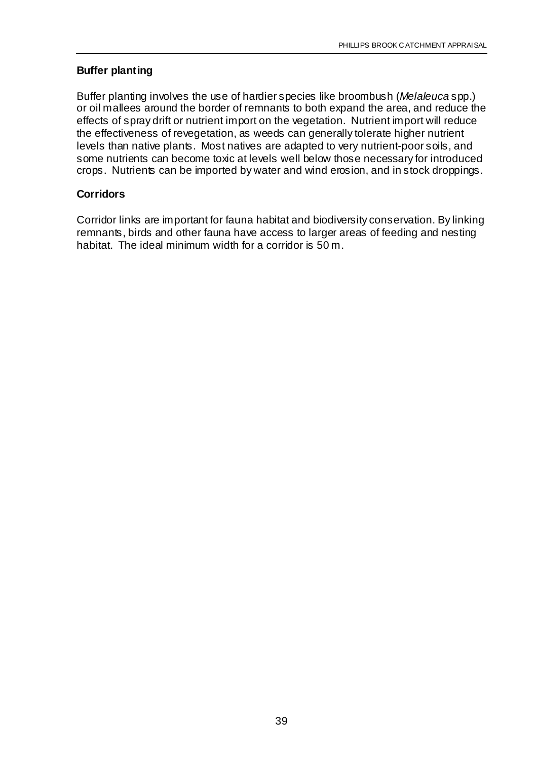### Buffer planting

Buffer planting involves the use of hardier species like broombush (*Melaleuca* spp.) or oil mallees around the border of remnants to both expand the area, and reduce the effects of spray drift or nutrient import on the vegetation. Nutrient import will reduce the effectiveness of revegetation, as weeds can generally tolerate higher nutrient levels than native plants. Most natives are adapted to very nutrient-poor soils, and some nutrients can become toxic at levels well below those necessary for introduced crops. Nutrients can be imported by water and wind erosion, and in stock droppings.

### Corridors

Corridor links are important for fauna habitat and biodiversity conservation. By linking remnants, birds and other fauna have access to larger areas of feeding and nesting habitat. The ideal minimum width for a corridor is 50 m.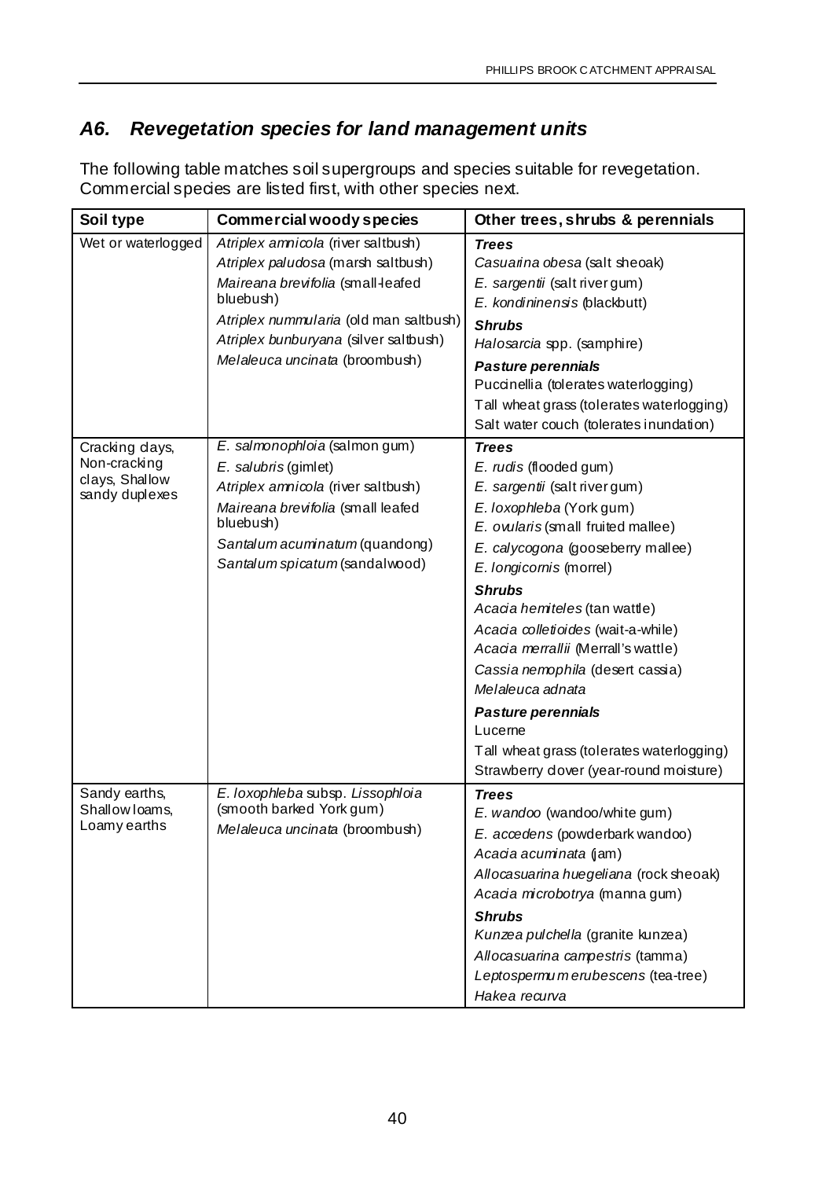## *A6. Revegetation species for land management units*

The following table matches soil supergroups and species suitable for revegetation. Commercial species are listed first, with other species next.

| Soil type | Commercial woody species | Other trees, shrubs & perennials |
|---|---|---|
| Wet or waterlogged | *Atriplex amnicola* (river saltbush)<br>*Atriplex paludosa* (marsh saltbush)<br>*Maireana brevifolia* (small-leafed bluebush)<br>*Atriplex nummularia* (old man saltbush)<br>*Atriplex bunburyana* (silver saltbush)<br>*Melaleuca uncinata* (broombush) | ***Trees***<br>*Casuarina obesa* (salt sheoak)<br>*E. sargentii* (salt river gum)<br>*E. kondininensis* (blackbutt)<br>***Shrubs***<br>*Halosarcia* spp. (samphire)<br>***Pasture perennials***<br>Puccinellia (tolerates waterlogging)<br>Tall wheat grass (tolerates waterlogging)<br>Salt water couch (tolerates inundation) |
| Cracking clays, Non-cracking clays, Shallow sandy duplexes | *E. salmonophloia* (salmon gum)<br>*E. salubris* (gimlet)<br>*Atriplex amnicola* (river saltbush)<br>*Maireana brevifolia* (small leafed bluebush)<br>*Santalum acuminatum* (quandong)<br>*Santalum spicatum* (sandalwood) | ***Trees***<br>*E. rudis* (flooded gum)<br>*E. sargentii* (salt river gum)<br>*E. loxophleba* (York gum)<br>*E. ovularis* (small fruited mallee)<br>*E. calycogona* (gooseberry mallee)<br>*E. longicornis* (morrel)<br>***Shrubs***<br>*Acacia hemiteles* (tan wattle)<br>*Acacia colletioides* (wait-a-while)<br>*Acacia merrallii* (Merrall's wattle)<br>*Cassia nemophila* (desert cassia)<br>*Melaleuca adnata*<br>***Pasture perennials***<br>Lucerne<br>Tall wheat grass (tolerates waterlogging)<br>Strawberry clover (year-round moisture) |
| Sandy earths, Shallow loams, Loamy earths | *E. loxophleba* subsp. *Lissophloia* (smooth barked York gum)<br>*Melaleuca uncinata* (broombush) | ***Trees***<br>*E. wandoo* (wandoo/white gum)<br>*E. accedens* (powderbark wandoo)<br>*Acacia acuminata* (jam)<br>*Allocasuarina huegeliana* (rock sheoak)<br>*Acacia microbotrya* (manna gum)<br>***Shrubs***<br>*Kunzea pulchella* (granite kunzea)<br>*Allocasuarina campestris* (tamma)<br>*Leptospermum erubescens* (tea-tree)<br>*Hakea recurva* |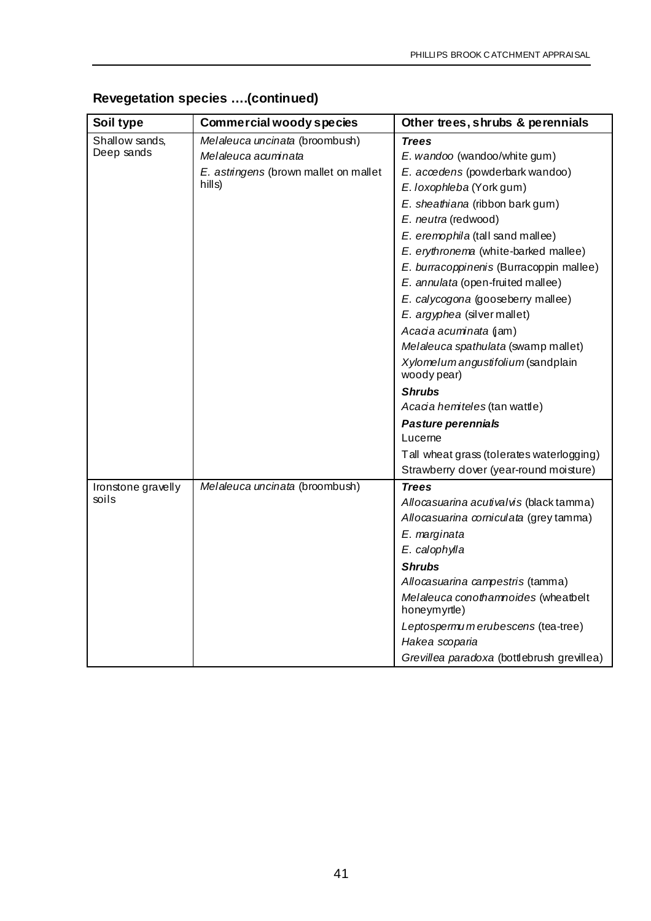## Revegetation species ….(continued)

| Soil type | Commercial woody species | Other trees, shrubs & perennials |
|---|---|---|
| Shallow sands, Deep sands | *Melaleuca uncinata* (broombush)<br>*Melaleuca acuminata*<br>*E. astringens* (brown mallet on mallet hills) | ***Trees***<br>*E. wandoo* (wandoo/white gum)<br>*E. accedens* (powderbark wandoo)<br>*E. loxophleba* (York gum)<br>*E. sheathiana* (ribbon bark gum)<br>*E. neutra* (redwood)<br>*E. eremophila* (tall sand mallee)<br>*E. erythronema* (white-barked mallee)<br>*E. burracoppinenis* (Burracoppin mallee)<br>*E. annulata* (open-fruited mallee)<br>*E. calycogona* (gooseberry mallee)<br>*E. argyphea* (silver mallet)<br>*Acacia acuminata* (jam)<br>*Melaleuca spathulata* (swamp mallet)<br>*Xylomelum angustifolium* (sandplain woody pear)<br>***Shrubs***<br>*Acacia hemiteles* (tan wattle)<br>***Pasture perennials***<br>Lucerne<br>Tall wheat grass (tolerates waterlogging)<br>Strawberry clover (year-round moisture) |
| Ironstone gravelly soils | *Melaleuca uncinata* (broombush) | ***Trees***<br>*Allocasuarina acutivalvis* (black tamma)<br>*Allocasuarina corniculata* (grey tamma)<br>*E. marginata*<br>*E. calophylla*<br>***Shrubs***<br>*Allocasuarina campestris* (tamma)<br>*Melaleuca conothamnoides* (wheatbelt honeymyrtle)<br>*Leptospermum erubescens* (tea-tree)<br>*Hakea scoparia*<br>*Grevillea paradoxa* (bottlebrush grevillea) |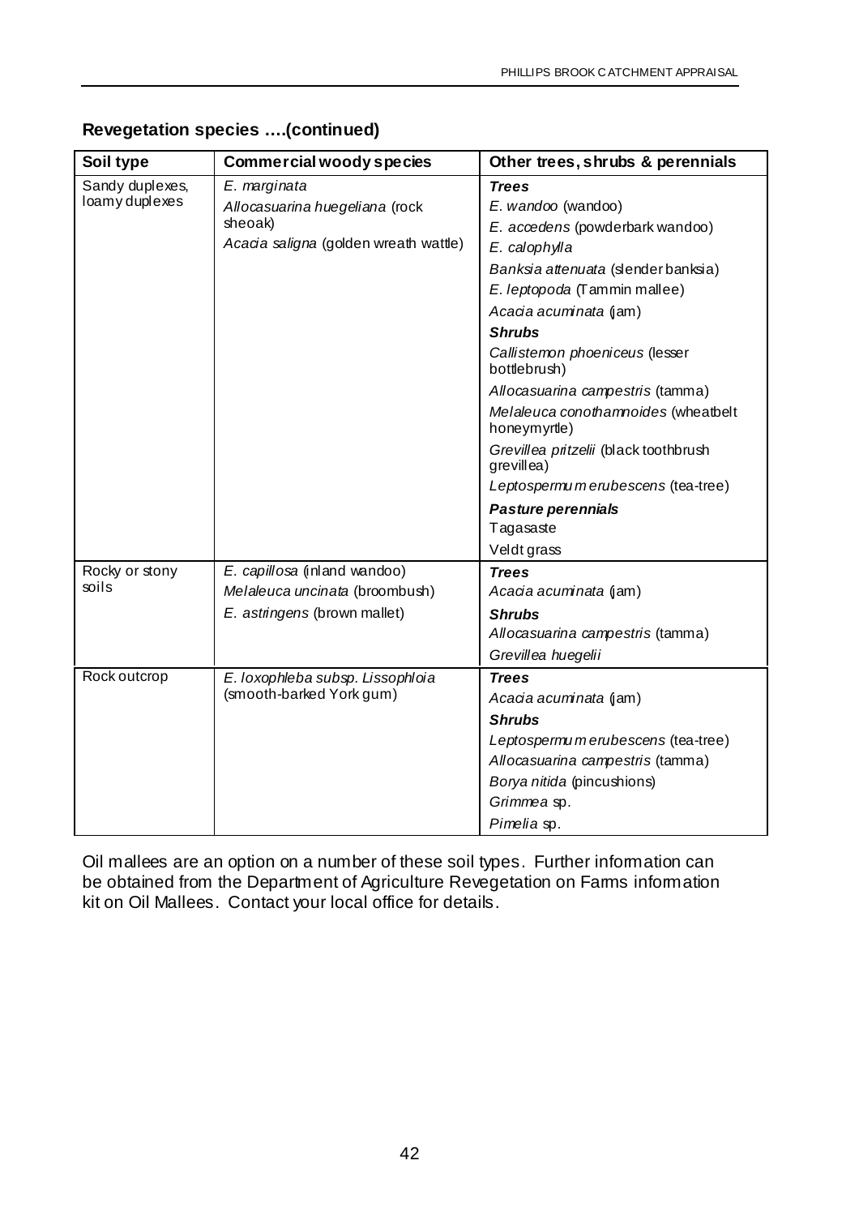**Revegetation species ….(continued)**

| Soil type | Commercial woody species | Other trees, shrubs & perennials |
|---|---|---|
| Sandy duplexes, loamy duplexes | *E. marginata*<br>*Allocasuarina huegeliana* (rock sheoak)<br>*Acacia saligna* (golden wreath wattle) | ***Trees***<br>*E. wandoo* (wandoo)<br>*E. accedens* (powderbark wandoo)<br>*E. calophylla*<br>*Banksia attenuata* (slender banksia)<br>*E. leptopoda* (Tammin mallee)<br>*Acacia acuminata* (jam)<br>***Shrubs***<br>*Callistemon phoeniceus* (lesser bottlebrush)<br>*Allocasuarina campestris* (tamma)<br>*Melaleuca conothamnoides* (wheatbelt honeymyrtle)<br>*Grevillea pritzelii* (black toothbrush grevillea)<br>*Leptospermum erubescens* (tea-tree)<br>***Pasture perennials***<br>Tagasaste<br>Veldt grass |
| Rocky or stony soils | *E. capillosa* (inland wandoo)<br>*Melaleuca uncinata* (broombush)<br>*E. astringens* (brown mallet) | ***Trees***<br>*Acacia acuminata* (jam)<br>***Shrubs***<br>*Allocasuarina campestris* (tamma)<br>*Grevillea huegelii* |
| Rock outcrop | *E. loxophleba subsp. Lissophloia* (smooth-barked York gum) | ***Trees***<br>*Acacia acuminata* (jam)<br>***Shrubs***<br>*Leptospermum erubescens* (tea-tree)<br>*Allocasuarina campestris* (tamma)<br>*Borya nitida* (pincushions)<br>*Grimmea* sp.<br>*Pimelia* sp. |

Oil mallees are an option on a number of these soil types. Further information can be obtained from the Department of Agriculture Revegetation on Farms information kit on Oil Mallees. Contact your local office for details.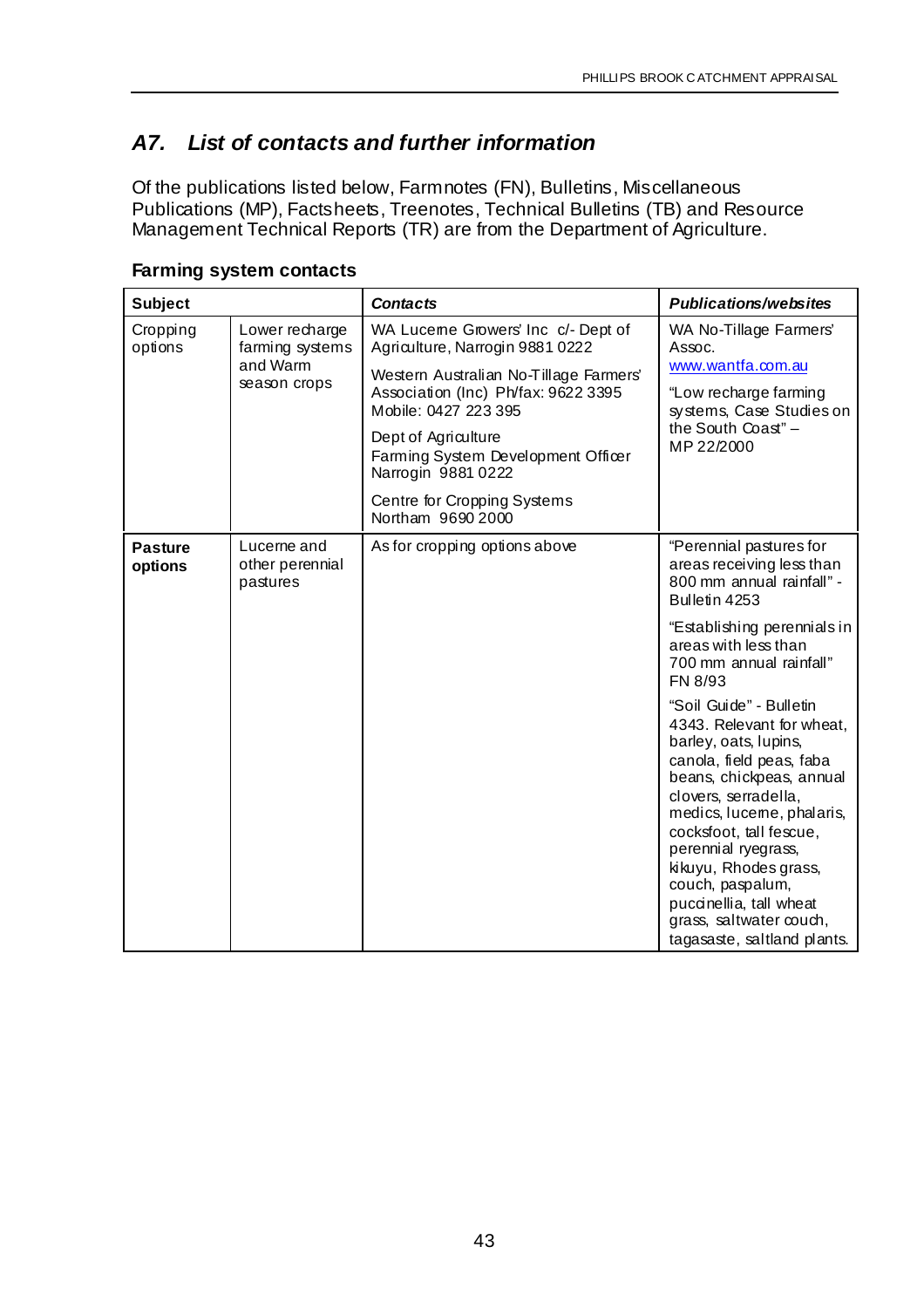## A7. *List of contacts and further information*

Of the publications listed below, Farmnotes (FN), Bulletins, Miscellaneous Publications (MP), Factsheets, Treenotes, Technical Bulletins (TB) and Resource Management Technical Reports (TR) are from the Department of Agriculture.

### Farming system contacts

| Subject | | *Contacts* | *Publications/websites* |
|---|---|---|---|
| Cropping options | Lower recharge farming systems and Warm season crops | WA Lucerne Growers' Inc c/- Dept of Agriculture, Narrogin 9881 0222<br><br>Western Australian No-Tillage Farmers' Association (Inc) Ph/fax: 9622 3395 Mobile: 0427 223 395<br><br>Dept of Agriculture Farming System Development Officer Narrogin 9881 0222<br><br>Centre for Cropping Systems Northam 9690 2000 | WA No-Tillage Farmers' Assoc. www.wantfa.com.au<br><br>"Low recharge farming systems, Case Studies on the South Coast" – MP 22/2000 |
| **Pasture options** | Lucerne and other perennial pastures | As for cropping options above | "Perennial pastures for areas receiving less than 800 mm annual rainfall" - Bulletin 4253<br><br>"Establishing perennials in areas with less than 700 mm annual rainfall" FN 8/93<br><br>"Soil Guide" - Bulletin 4343. Relevant for wheat, barley, oats, lupins, canola, field peas, faba beans, chickpeas, annual clovers, serradella, medics, lucerne, phalaris, cocksfoot, tall fescue, perennial ryegrass, kikuyu, Rhodes grass, couch, paspalum, puccinellia, tall wheat grass, saltwater couch, tagasaste, saltland plants. |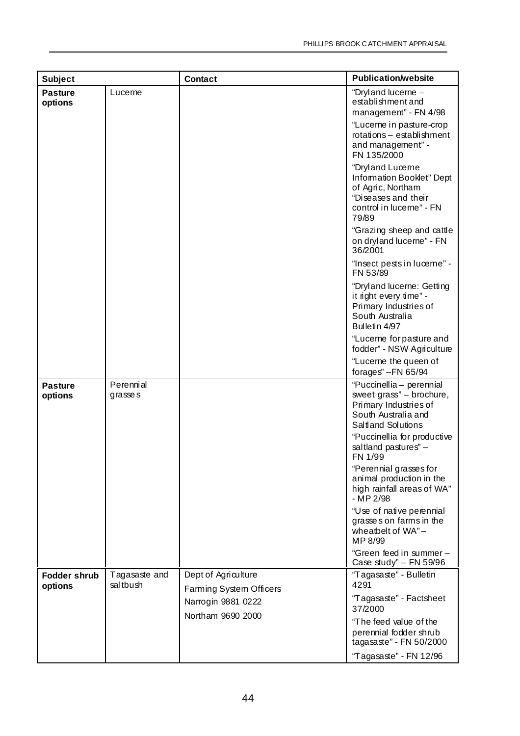| Subject | | Contact | Publication/website |
|---|---|---|---|
| **Pasture options** | Lucerne | | "Dryland lucerne – establishment and management" - FN 4/98<br>"Lucerne in pasture-crop rotations – establishment and management" - FN 135/2000<br>"Dryland Lucerne Information Booklet" Dept of Agric, Northam "Diseases and their control in lucerne" - FN 79/89<br>"Grazing sheep and cattle on dryland lucerne" - FN 36/2001<br>"Insect pests in lucerne" - FN 53/89<br>"Dryland lucerne: Getting it right every time" - Primary Industries of South Australia Bulletin 4/97<br>"Lucerne for pasture and fodder" - NSW Agriculture<br>"Lucerne the queen of forages" –FN 65/94 |
| **Pasture options** | Perennial grasses | | "Puccinellia – perennial sweet grass" – brochure, Primary Industries of South Australia and Saltland Solutions<br>"Puccinellia for productive saltland pastures" – FN 1/99<br>"Perennial grasses for animal production in the high rainfall areas of WA" - MP 2/98<br>"Use of native perennial grasses on farms in the wheatbelt of WA" – MP 8/99<br>"Green feed in summer – Case study" – FN 59/96 |
| **Fodder shrub options** | Tagasaste and saltbush | Dept of Agriculture<br>Farming System Officers<br>Narrogin 9881 0222<br>Northam 9690 2000 | "Tagasaste" - Bulletin 4291<br>"Tagasaste" - Factsheet 37/2000<br>"The feed value of the perennial fodder shrub tagasaste" - FN 50/2000<br>"Tagasaste" - FN 12/96 |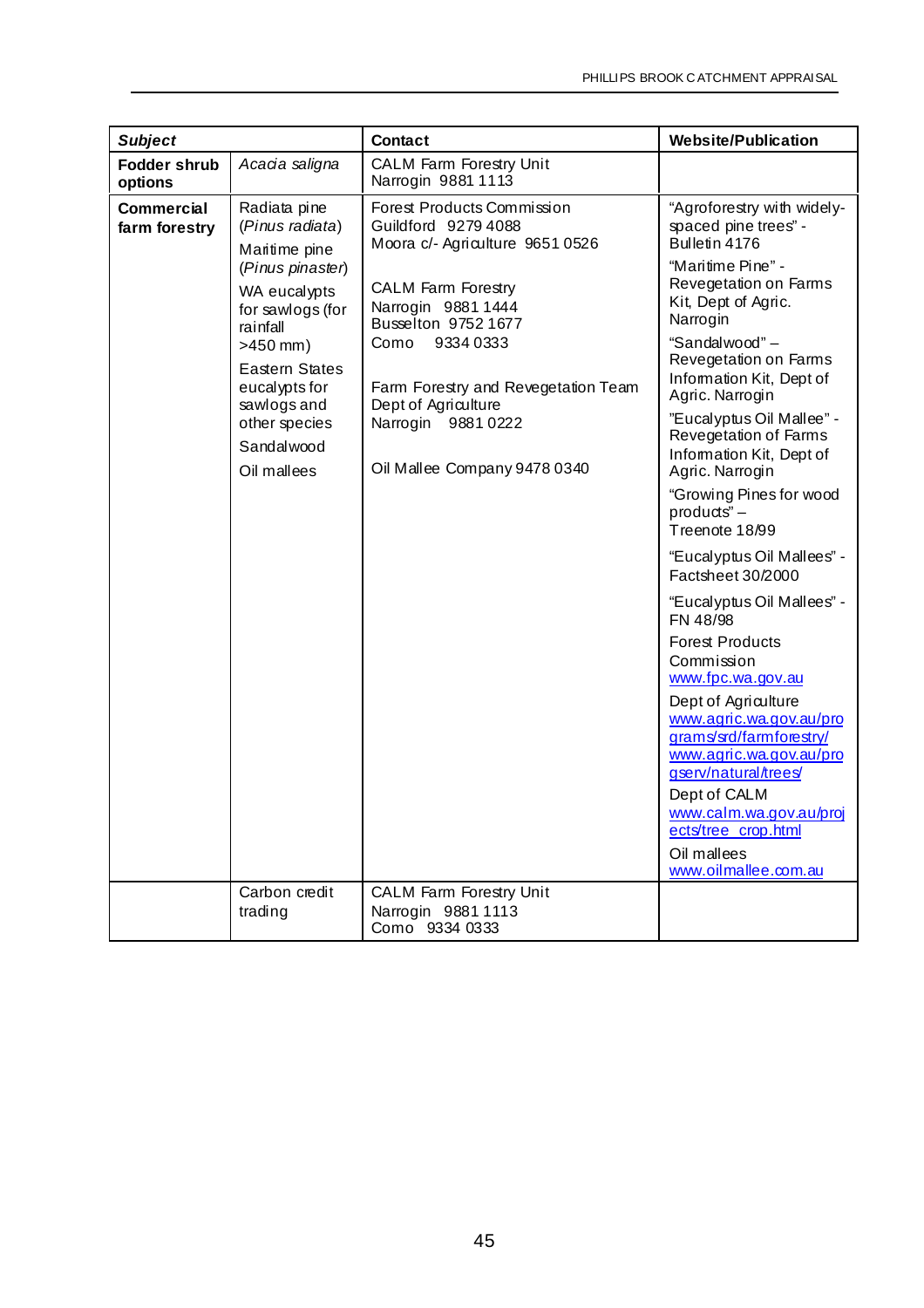| *Subject* | | Contact | Website/Publication |
|---|---|---|---|
| **Fodder shrub options** | *Acacia saligna* | CALM Farm Forestry Unit<br>Narrogin 9881 1113 | |
| **Commercial farm forestry** | Radiata pine (*Pinus radiata*)<br>Maritime pine (*Pinus pinaster*)<br>WA eucalypts for sawlogs (for rainfall >450 mm)<br>Eastern States eucalypts for sawlogs and other species<br>Sandalwood<br>Oil mallees | Forest Products Commission<br>Guildford 9279 4088<br>Moora c/- Agriculture 9651 0526<br><br>CALM Farm Forestry<br>Narrogin 9881 1444<br>Busselton 9752 1677<br>Como 9334 0333<br><br>Farm Forestry and Revegetation Team<br>Dept of Agriculture<br>Narrogin 9881 0222<br><br>Oil Mallee Company 9478 0340 | "Agroforestry with widely-spaced pine trees" - Bulletin 4176<br>"Maritime Pine" - Revegetation on Farms Kit, Dept of Agric. Narrogin<br>"Sandalwood" – Revegetation on Farms Information Kit, Dept of Agric. Narrogin<br>"Eucalyptus Oil Mallee" - Revegetation of Farms Information Kit, Dept of Agric. Narrogin<br>"Growing Pines for wood products" – Treenote 18/99<br>"Eucalyptus Oil Mallees" - Factsheet 30/2000<br>"Eucalyptus Oil Mallees" - FN 48/98<br>Forest Products Commission www.fpc.wa.gov.au<br>Dept of Agriculture www.agric.wa.gov.au/programs/srd/farmforestry/ www.agric.wa.gov.au/progserv/natural/trees/<br>Dept of CALM www.calm.wa.gov.au/projects/tree_crop.html<br>Oil mallees www.oilmallee.com.au |
| | Carbon credit trading | CALM Farm Forestry Unit<br>Narrogin 9881 1113<br>Como 9334 0333 | |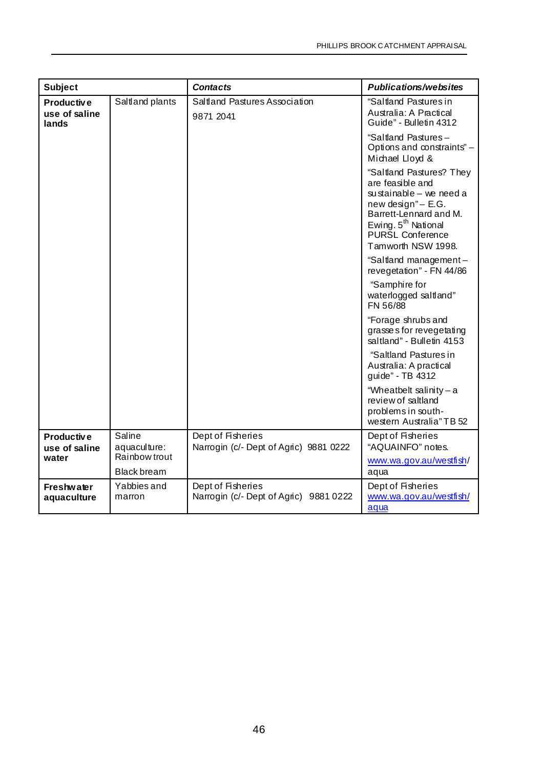| Subject | | Contacts | Publications/websites |
|---|---|---|---|
| **Productive use of saline lands** | Saltland plants | Saltland Pastures Association<br>9871 2041 | "Saltland Pastures in Australia: A Practical Guide" - Bulletin 4312<br>"Saltland Pastures – Options and constraints" – Michael Lloyd &<br>"Saltland Pastures? They are feasible and sustainable – we need a new design" – E.G. Barrett-Lennard and M. Ewing. 5th National PURSL Conference Tamworth NSW 1998.<br>"Saltland management – revegetation" - FN 44/86<br>"Samphire for waterlogged saltland" FN 56/88<br>"Forage shrubs and grasses for revegetating saltland" - Bulletin 4153<br>"Saltland Pastures in Australia: A practical guide" - TB 4312<br>"Wheatbelt salinity – a review of saltland problems in south-western Australia" TB 52 |
| **Productive use of saline water** | Saline aquaculture: Rainbow trout<br>Black bream | Dept of Fisheries<br>Narrogin (c/- Dept of Agric) 9881 0222 | Dept of Fisheries "AQUAINFO" notes.<br>www.wa.gov.au/westfish/aqua |
| **Freshwater aquaculture** | Yabbies and marron | Dept of Fisheries<br>Narrogin (c/- Dept of Agric) 9881 0222 | Dept of Fisheries<br>www.wa.gov.au/westfish/aqua |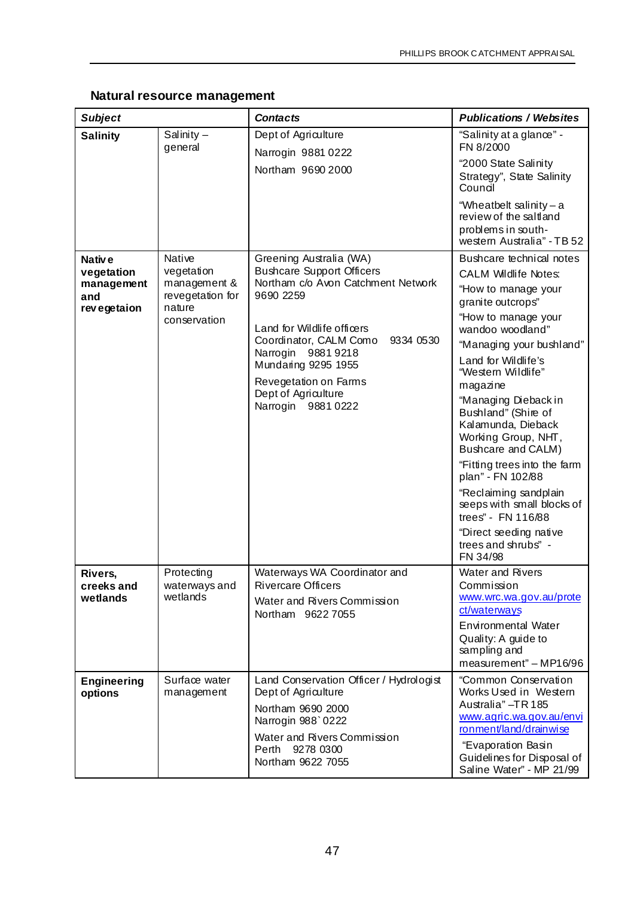## Natural resource management

| *Subject* | | *Contacts* | *Publications / Websites* |
|---|---|---|---|
| **Salinity** | Salinity – general | Dept of Agriculture<br>Narrogin 9881 0222<br>Northam 9690 2000 | "Salinity at a glance" - FN 8/2000<br>"2000 State Salinity Strategy", State Salinity Council<br>"Wheatbelt salinity – a review of the saltland problems in south-western Australia" - TB 52 |
| **Native vegetation management and revegetaion** | Native vegetation management & revegetation for nature conservation | Greening Australia (WA)<br>Bushcare Support Officers<br>Northam c/o Avon Catchment Network 9690 2259<br><br>Land for Wildlife officers<br>Coordinator, CALM Como 9334 0530<br>Narrogin 9881 9218<br>Mundaring 9295 1955<br>Revegetation on Farms<br>Dept of Agriculture<br>Narrogin 9881 0222 | Bushcare technical notes<br>CALM Wildlife Notes:<br>"How to manage your granite outcrops"<br>"How to manage your wandoo woodland"<br>"Managing your bushland"<br>Land for Wildlife's "Western Wildlife" magazine<br>"Managing Dieback in Bushland" (Shire of Kalamunda, Dieback Working Group, NHT, Bushcare and CALM)<br>"Fitting trees into the farm plan" - FN 102/88<br>"Reclaiming sandplain seeps with small blocks of trees" - FN 116/88<br>"Direct seeding native trees and shrubs" - FN 34/98 |
| **Rivers, creeks and wetlands** | Protecting waterways and wetlands | Waterways WA Coordinator and Rivercare Officers<br>Water and Rivers Commission<br>Northam 9622 7055 | Water and Rivers Commission<br>www.wrc.wa.gov.au/protect/waterways<br>Environmental Water Quality: A guide to sampling and measurement" – MP16/96 |
| **Engineering options** | Surface water management | Land Conservation Officer / Hydrologist<br>Dept of Agriculture<br>Northam 9690 2000<br>Narrogin 988`0222<br>Water and Rivers Commission<br>Perth 9278 0300<br>Northam 9622 7055 | "Common Conservation Works Used in Western Australia" –TR 185<br>www.agric.wa.gov.au/environment/land/drainwise<br>"Evaporation Basin Guidelines for Disposal of Saline Water" - MP 21/99 |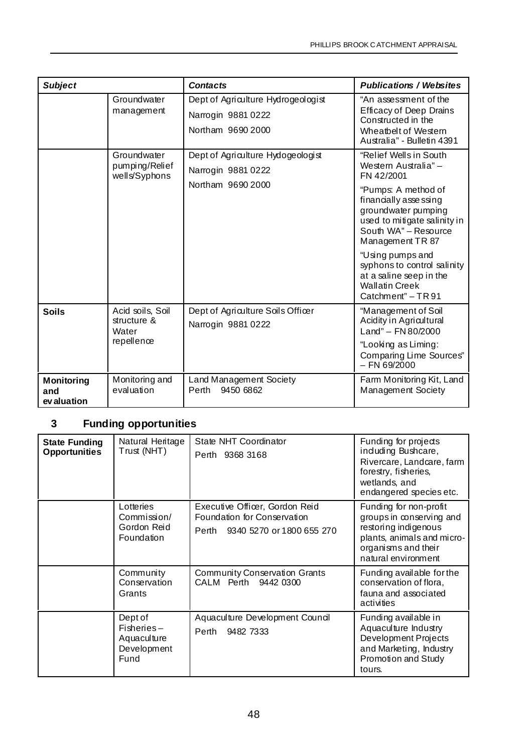| Subject | | Contacts | Publications / Websites |
|---|---|---|---|
| | Groundwater management | Dept of Agriculture Hydrogeologist<br>Narrogin 9881 0222<br>Northam 9690 2000 | "An assessment of the Efficacy of Deep Drains Constructed in the Wheatbelt of Western Australia" - Bulletin 4391 |
| | Groundwater pumping/Relief wells/Syphons | Dept of Agriculture Hydogeologist<br>Narrogin 9881 0222<br>Northam 9690 2000 | "Relief Wells in South Western Australia" – FN 42/2001<br>"Pumps: A method of financially assessing groundwater pumping used to mitigate salinity in South WA" – Resource Management TR 87<br>"Using pumps and syphons to control salinity at a saline seep in the Wallatin Creek Catchment" – TR 91 |
| **Soils** | Acid soils, Soil structure & Water repellence | Dept of Agriculture Soils Officer<br>Narrogin 9881 0222 | "Management of Soil Acidity in Agricultural Land" – FN 80/2000<br>"Looking as Liming: Comparing Lime Sources" – FN 69/2000 |
| **Monitoring and evaluation** | Monitoring and evaluation | Land Management Society<br>Perth 9450 6862 | Farm Monitoring Kit, Land Management Society |

## 3 Funding opportunities

| | | | |
|---|---|---|---|
| **State Funding Opportunities** | Natural Heritage Trust (NHT) | State NHT Coordinator<br>Perth 9368 3168 | Funding for projects including Bushcare, Rivercare, Landcare, farm forestry, fisheries, wetlands, and endangered species etc. |
| | Lotteries Commission/ Gordon Reid Foundation | Executive Officer, Gordon Reid Foundation for Conservation<br>Perth 9340 5270 or 1800 655 270 | Funding for non-profit groups in conserving and restoring indigenous plants, animals and micro-organisms and their natural environment |
| | Community Conservation Grants | Community Conservation Grants<br>CALM Perth 9442 0300 | Funding available for the conservation of flora, fauna and associated activities |
| | Dept of Fisheries – Aquaculture Development Fund | Aquaculture Development Council<br>Perth 9482 7333 | Funding available in Aquaculture Industry Development Projects and Marketing, Industry Promotion and Study tours. |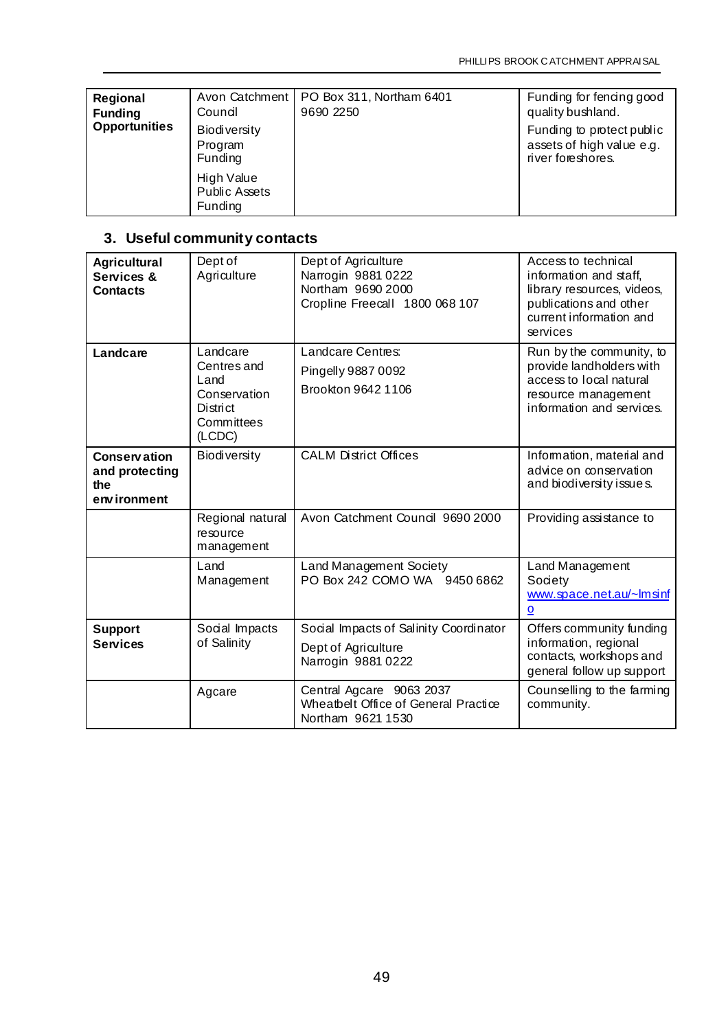| **Regional Funding Opportunities** | Avon Catchment Council<br><br>Biodiversity Program Funding<br><br>High Value Public Assets Funding | PO Box 311, Northam 6401<br>9690 2250 | Funding for fencing good quality bushland.<br><br>Funding to protect public assets of high value e.g. river foreshores. |
|---|---|---|---|

## 3. Useful community contacts

| **Agricultural Services & Contacts** | Dept of Agriculture | Dept of Agriculture<br>Narrogin 9881 0222<br>Northam 9690 2000<br>Cropline Freecall 1800 068 107 | Access to technical information and staff, library resources, videos, publications and other current information and services |
|---|---|---|---|
| **Landcare** | Landcare Centres and Land Conservation District Committees (LCDC) | Landcare Centres:<br><br>Pingelly 9887 0092<br><br>Brookton 9642 1106 | Run by the community, to provide landholders with access to local natural resource management information and services. |
| **Conservation and protecting the environment** | Biodiversity | CALM District Offices | Information, material and advice on conservation and biodiversity issues. |
| | Regional natural resource management | Avon Catchment Council 9690 2000 | Providing assistance to |
| | Land Management | Land Management Society<br>PO Box 242 COMO WA 9450 6862 | Land Management Society<br>www.space.net.au/~lmsinfo |
| **Support Services** | Social Impacts of Salinity | Social Impacts of Salinity Coordinator<br><br>Dept of Agriculture<br>Narrogin 9881 0222 | Offers community funding information, regional contacts, workshops and general follow up support |
| | Agcare | Central Agcare 9063 2037<br>Wheatbelt Office of General Practice<br>Northam 9621 1530 | Counselling to the farming community. |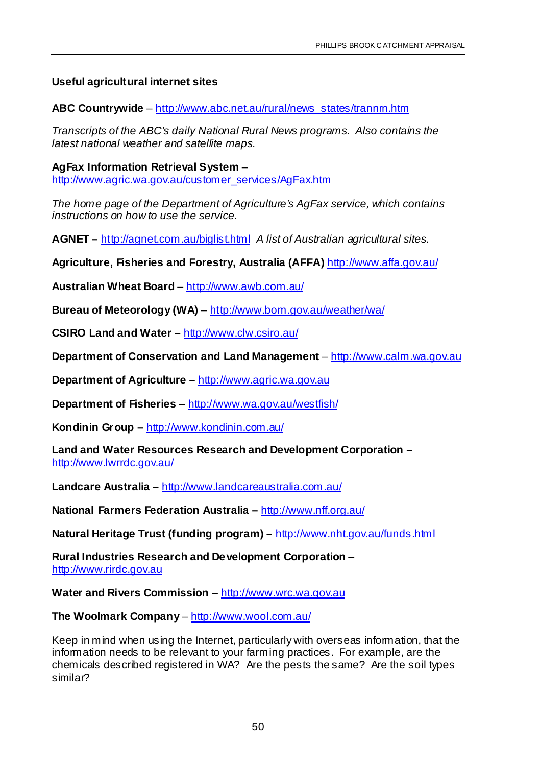**Useful agricultural internet sites**

**ABC Countrywide** – http://www.abc.net.au/rural/news_states/trannm.htm

*Transcripts of the ABC's daily National Rural News programs. Also contains the latest national weather and satellite maps.*

**AgFax Information Retrieval System** – http://www.agric.wa.gov.au/customer_services/AgFax.htm

*The home page of the Department of Agriculture's AgFax service, which contains instructions on how to use the service.*

**AGNET –** http://agnet.com.au/biglist.html *A list of Australian agricultural sites.*

**Agriculture, Fisheries and Forestry, Australia (AFFA)** http://www.affa.gov.au/

**Australian Wheat Board** – http://www.awb.com.au/

**Bureau of Meteorology (WA)** – http://www.bom.gov.au/weather/wa/

**CSIRO Land and Water –** http://www.clw.csiro.au/

**Department of Conservation and Land Management** – http://www.calm.wa.gov.au

**Department of Agriculture –** http://www.agric.wa.gov.au

**Department of Fisheries** – http://www.wa.gov.au/westfish/

**Kondinin Group –** http://www.kondinin.com.au/

**Land and Water Resources Research and Development Corporation –** http://www.lwrrdc.gov.au/

**Landcare Australia –** http://www.landcareaustralia.com.au/

**National Farmers Federation Australia –** http://www.nff.org.au/

**Natural Heritage Trust (funding program) –** http://www.nht.gov.au/funds.html

**Rural Industries Research and Development Corporation** – http://www.rirdc.gov.au

**Water and Rivers Commission** – http://www.wrc.wa.gov.au

**The Woolmark Company** – http://www.wool.com.au/

Keep in mind when using the Internet, particularly with overseas information, that the information needs to be relevant to your farming practices. For example, are the chemicals described registered in WA? Are the pests the same? Are the soil types similar?